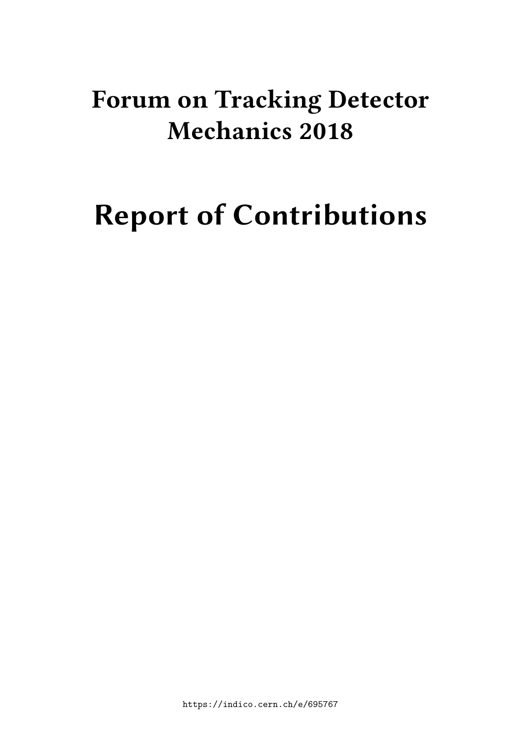# Forum on Tracking Detector Mechanics 2018

# Report of Contributions

https://indico.cern.ch/e/695767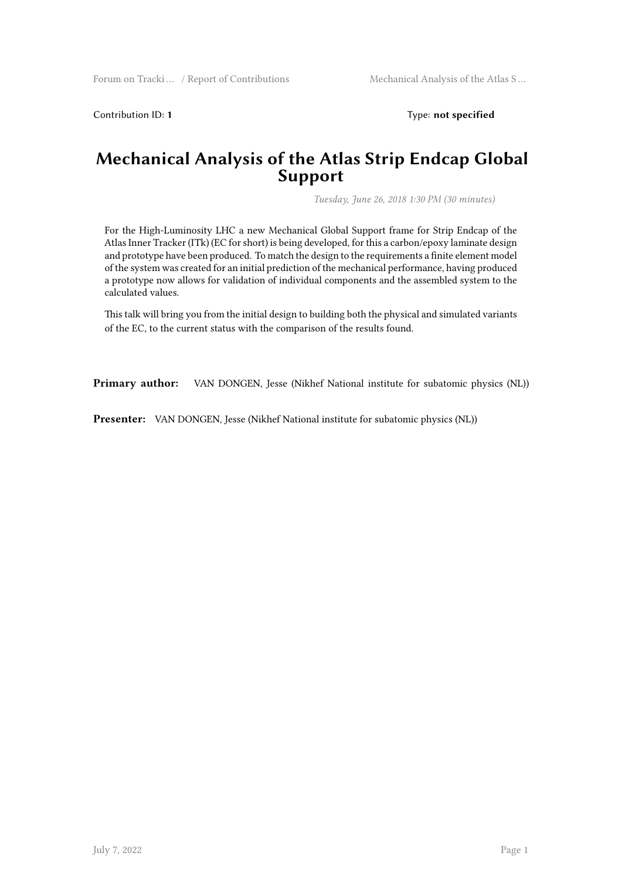Contribution ID: **1**

Type: **not specified**

# Mechanical Analysis of the Atlas Strip Endcap Global Support

*Tuesday, June 26, 2018 1:30 PM (30 minutes)*

For the High-Luminosity LHC a new Mechanical Global Support frame for Strip Endcap of the Atlas Inner Tracker (ITk) (EC for short) is being developed, for this a carbon/epoxy laminate design and prototype have been produced. To match the design to the requirements a finite element model of the system was created for an initial prediction of the mechanical performance, having produced a prototype now allows for validation of individual components and the assembled system to the calculated values.

This talk will bring you from the initial design to building both the physical and simulated variants of the EC, to the current status with the comparison of the results found.

**Primary author:** VAN DONGEN, Jesse (Nikhef National institute for subatomic physics (NL))

**Presenter:** VAN DONGEN, Jesse (Nikhef National institute for subatomic physics (NL))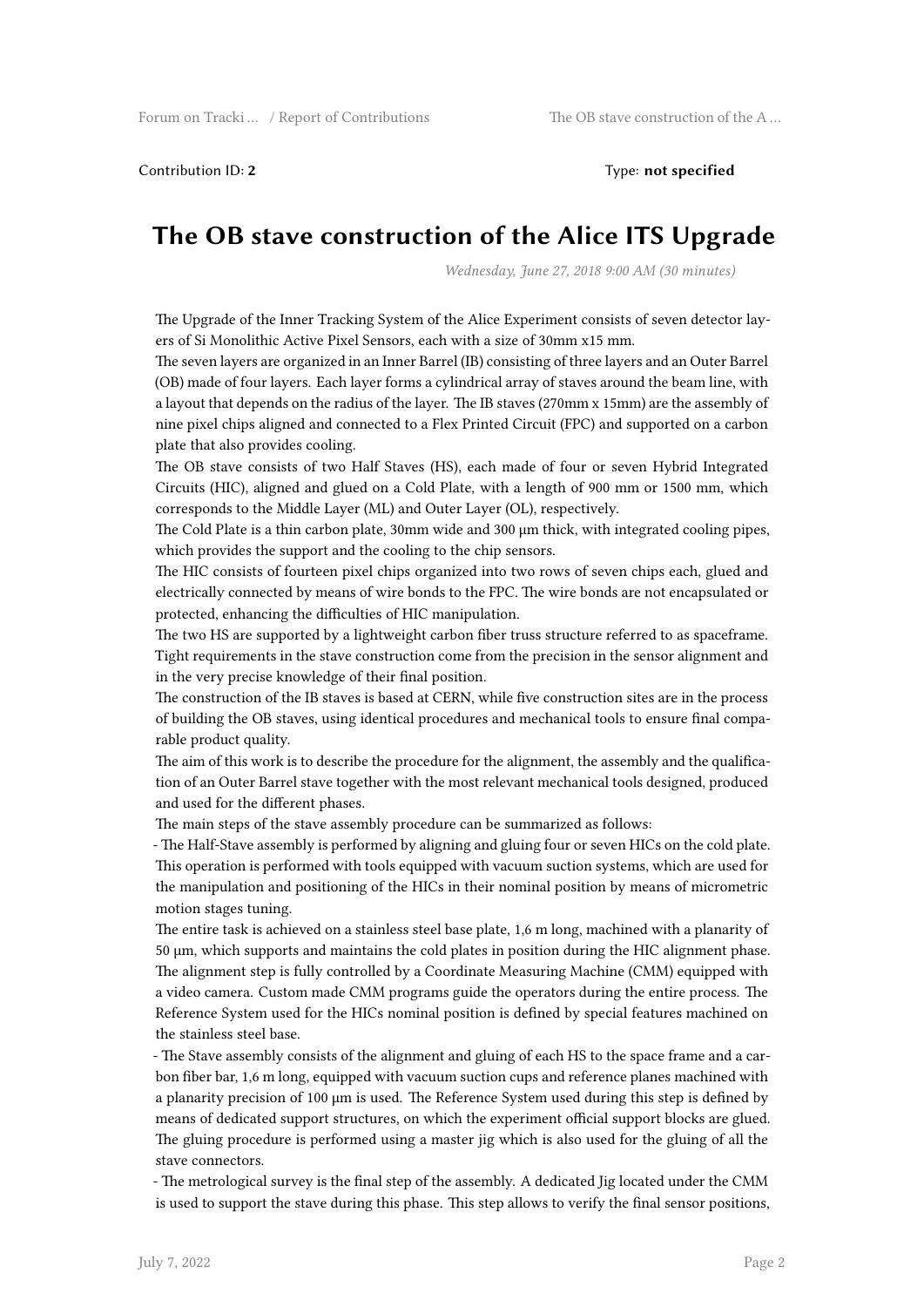Contribution ID: **2**

Type: **not specified**

# The OB stave construction of the Alice ITS Upgrade

*Wednesday, June 27, 2018 9:00 AM (30 minutes)*

The Upgrade of the Inner Tracking System of the Alice Experiment consists of seven detector layers of Si Monolithic Active Pixel Sensors, each with a size of 30mm x15 mm.
The seven layers are organized in an Inner Barrel (IB) consisting of three layers and an Outer Barrel (OB) made of four layers. Each layer forms a cylindrical array of staves around the beam line, with a layout that depends on the radius of the layer. The IB staves (270mm x 15mm) are the assembly of nine pixel chips aligned and connected to a Flex Printed Circuit (FPC) and supported on a carbon plate that also provides cooling.
The OB stave consists of two Half Staves (HS), each made of four or seven Hybrid Integrated Circuits (HIC), aligned and glued on a Cold Plate, with a length of 900 mm or 1500 mm, which corresponds to the Middle Layer (ML) and Outer Layer (OL), respectively.
The Cold Plate is a thin carbon plate, 30mm wide and 300 µm thick, with integrated cooling pipes, which provides the support and the cooling to the chip sensors.
The HIC consists of fourteen pixel chips organized into two rows of seven chips each, glued and electrically connected by means of wire bonds to the FPC. The wire bonds are not encapsulated or protected, enhancing the difficulties of HIC manipulation.
The two HS are supported by a lightweight carbon fiber truss structure referred to as spaceframe. Tight requirements in the stave construction come from the precision in the sensor alignment and in the very precise knowledge of their final position.
The construction of the IB staves is based at CERN, while five construction sites are in the process of building the OB staves, using identical procedures and mechanical tools to ensure final comparable product quality.
The aim of this work is to describe the procedure for the alignment, the assembly and the qualification of an Outer Barrel stave together with the most relevant mechanical tools designed, produced and used for the different phases.
The main steps of the stave assembly procedure can be summarized as follows:

- The Half-Stave assembly is performed by aligning and gluing four or seven HICs on the cold plate. This operation is performed with tools equipped with vacuum suction systems, which are used for the manipulation and positioning of the HICs in their nominal position by means of micrometric motion stages tuning.
The entire task is achieved on a stainless steel base plate, 1,6 m long, machined with a planarity of 50 µm, which supports and maintains the cold plates in position during the HIC alignment phase. The alignment step is fully controlled by a Coordinate Measuring Machine (CMM) equipped with a video camera. Custom made CMM programs guide the operators during the entire process. The Reference System used for the HICs nominal position is defined by special features machined on the stainless steel base.
- The Stave assembly consists of the alignment and gluing of each HS to the space frame and a carbon fiber bar, 1,6 m long, equipped with vacuum suction cups and reference planes machined with a planarity precision of 100 µm is used. The Reference System used during this step is defined by means of dedicated support structures, on which the experiment official support blocks are glued. The gluing procedure is performed using a master jig which is also used for the gluing of all the stave connectors.
- The metrological survey is the final step of the assembly. A dedicated Jig located under the CMM is used to support the stave during this phase. This step allows to verify the final sensor positions,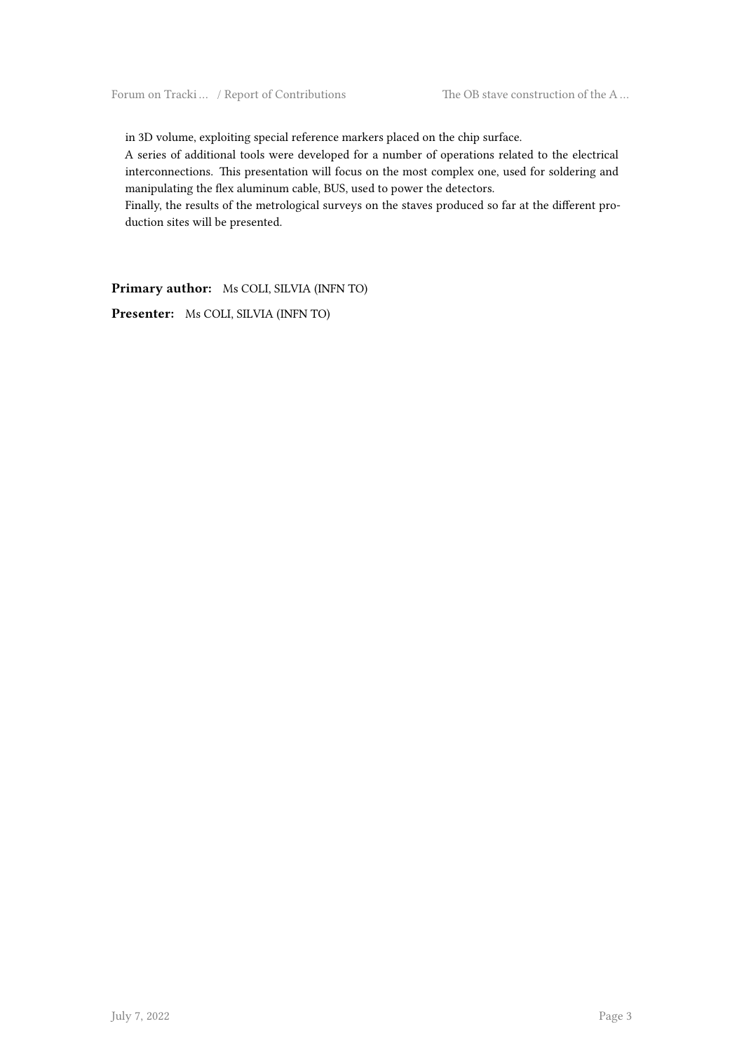in 3D volume, exploiting special reference markers placed on the chip surface.

A series of additional tools were developed for a number of operations related to the electrical interconnections. This presentation will focus on the most complex one, used for soldering and manipulating the flex aluminum cable, BUS, used to power the detectors.

Finally, the results of the metrological surveys on the staves produced so far at the different production sites will be presented.

**Primary author:** Ms COLI, SILVIA (INFN TO)

**Presenter:** Ms COLI, SILVIA (INFN TO)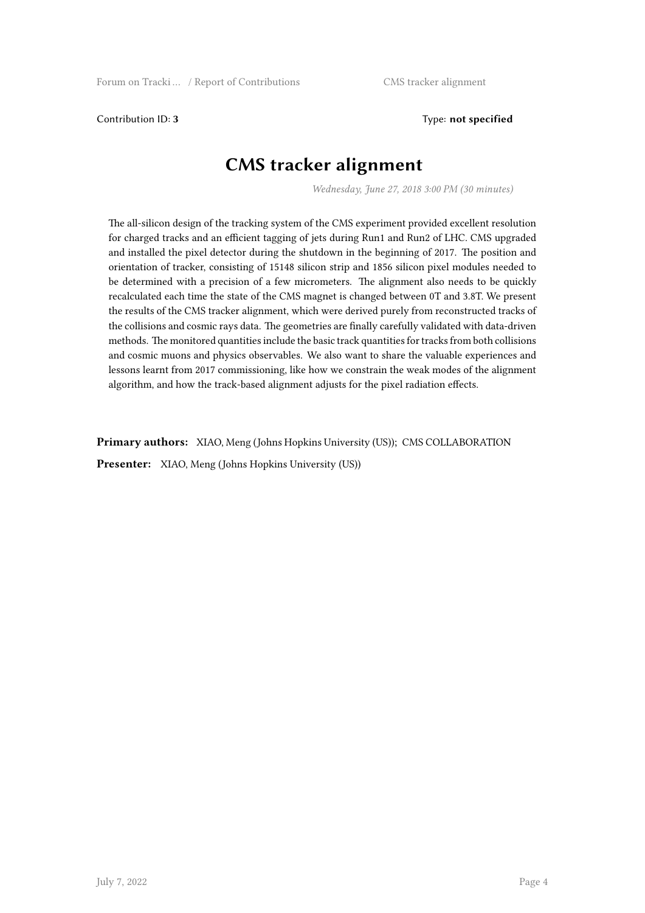Contribution ID: **3** Type: **not specified**

# CMS tracker alignment

*Wednesday, June 27, 2018 3:00 PM (30 minutes)*

The all-silicon design of the tracking system of the CMS experiment provided excellent resolution for charged tracks and an efficient tagging of jets during Run1 and Run2 of LHC. CMS upgraded and installed the pixel detector during the shutdown in the beginning of 2017. The position and orientation of tracker, consisting of 15148 silicon strip and 1856 silicon pixel modules needed to be determined with a precision of a few micrometers. The alignment also needs to be quickly recalculated each time the state of the CMS magnet is changed between 0T and 3.8T. We present the results of the CMS tracker alignment, which were derived purely from reconstructed tracks of the collisions and cosmic rays data. The geometries are finally carefully validated with data-driven methods. The monitored quantities include the basic track quantities for tracks from both collisions and cosmic muons and physics observables. We also want to share the valuable experiences and lessons learnt from 2017 commissioning, like how we constrain the weak modes of the alignment algorithm, and how the track-based alignment adjusts for the pixel radiation effects.

**Primary authors:** XIAO, Meng (Johns Hopkins University (US)); CMS COLLABORATION

**Presenter:** XIAO, Meng (Johns Hopkins University (US))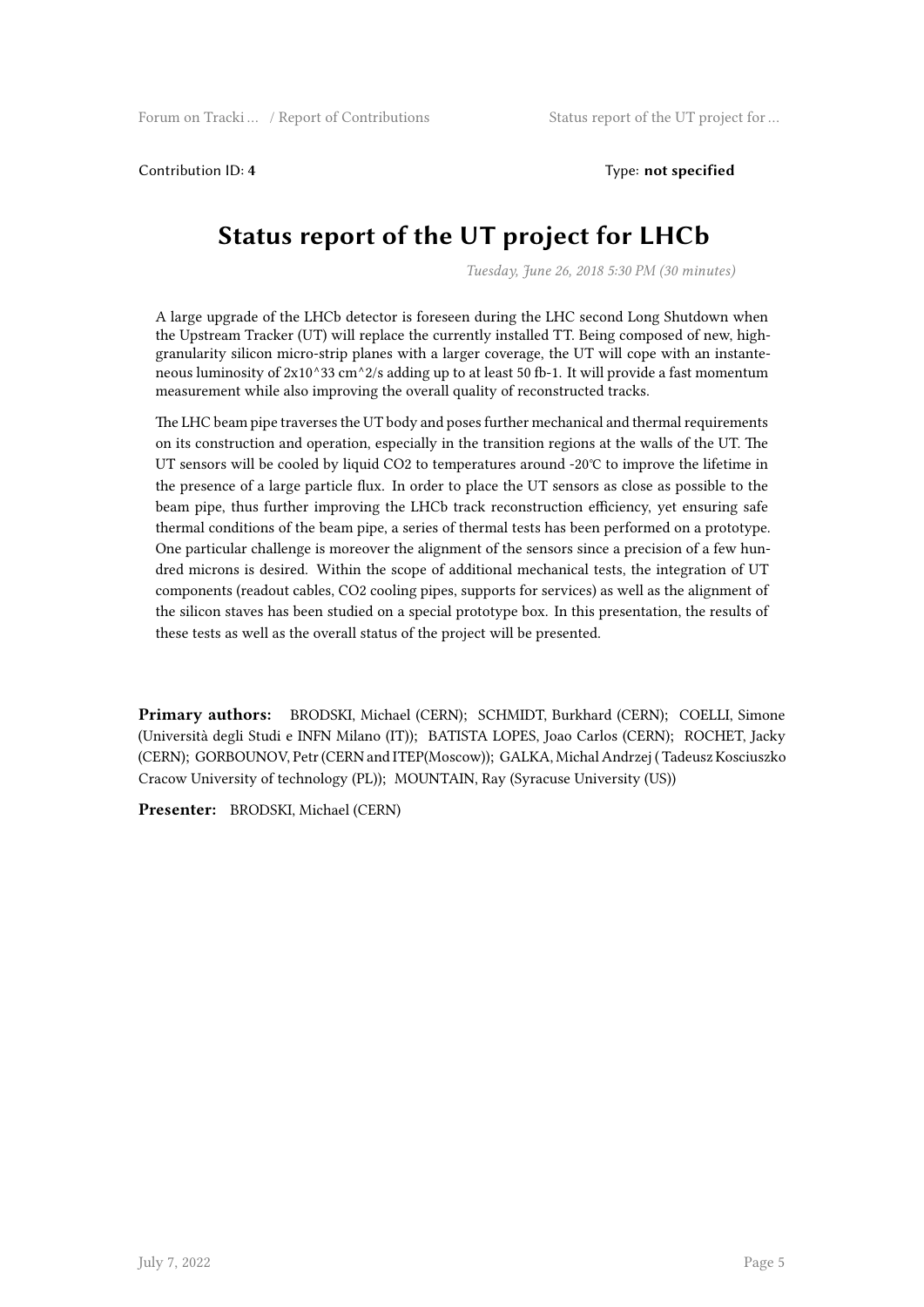Contribution ID: **4**

Type: **not specified**

# Status report of the UT project for LHCb

*Tuesday, June 26, 2018 5:30 PM (30 minutes)*

A large upgrade of the LHCb detector is foreseen during the LHC second Long Shutdown when the Upstream Tracker (UT) will replace the currently installed TT. Being composed of new, high-granularity silicon micro-strip planes with a larger coverage, the UT will cope with an instantaneous luminosity of 2x10^33 cm^2/s adding up to at least 50 fb-1. It will provide a fast momentum measurement while also improving the overall quality of reconstructed tracks.

The LHC beam pipe traverses the UT body and poses further mechanical and thermal requirements on its construction and operation, especially in the transition regions at the walls of the UT. The UT sensors will be cooled by liquid CO2 to temperatures around -20℃ to improve the lifetime in the presence of a large particle flux. In order to place the UT sensors as close as possible to the beam pipe, thus further improving the LHCb track reconstruction efficiency, yet ensuring safe thermal conditions of the beam pipe, a series of thermal tests has been performed on a prototype. One particular challenge is moreover the alignment of the sensors since a precision of a few hundred microns is desired. Within the scope of additional mechanical tests, the integration of UT components (readout cables, CO2 cooling pipes, supports for services) as well as the alignment of the silicon staves has been studied on a special prototype box. In this presentation, the results of these tests as well as the overall status of the project will be presented.

**Primary authors:** BRODSKI, Michael (CERN); SCHMIDT, Burkhard (CERN); COELLI, Simone (Università degli Studi e INFN Milano (IT)); BATISTA LOPES, Joao Carlos (CERN); ROCHET, Jacky (CERN); GORBOUNOV, Petr (CERN and ITEP(Moscow)); GALKA, Michal Andrzej ( Tadeusz Kosciuszko Cracow University of technology (PL)); MOUNTAIN, Ray (Syracuse University (US))

**Presenter:** BRODSKI, Michael (CERN)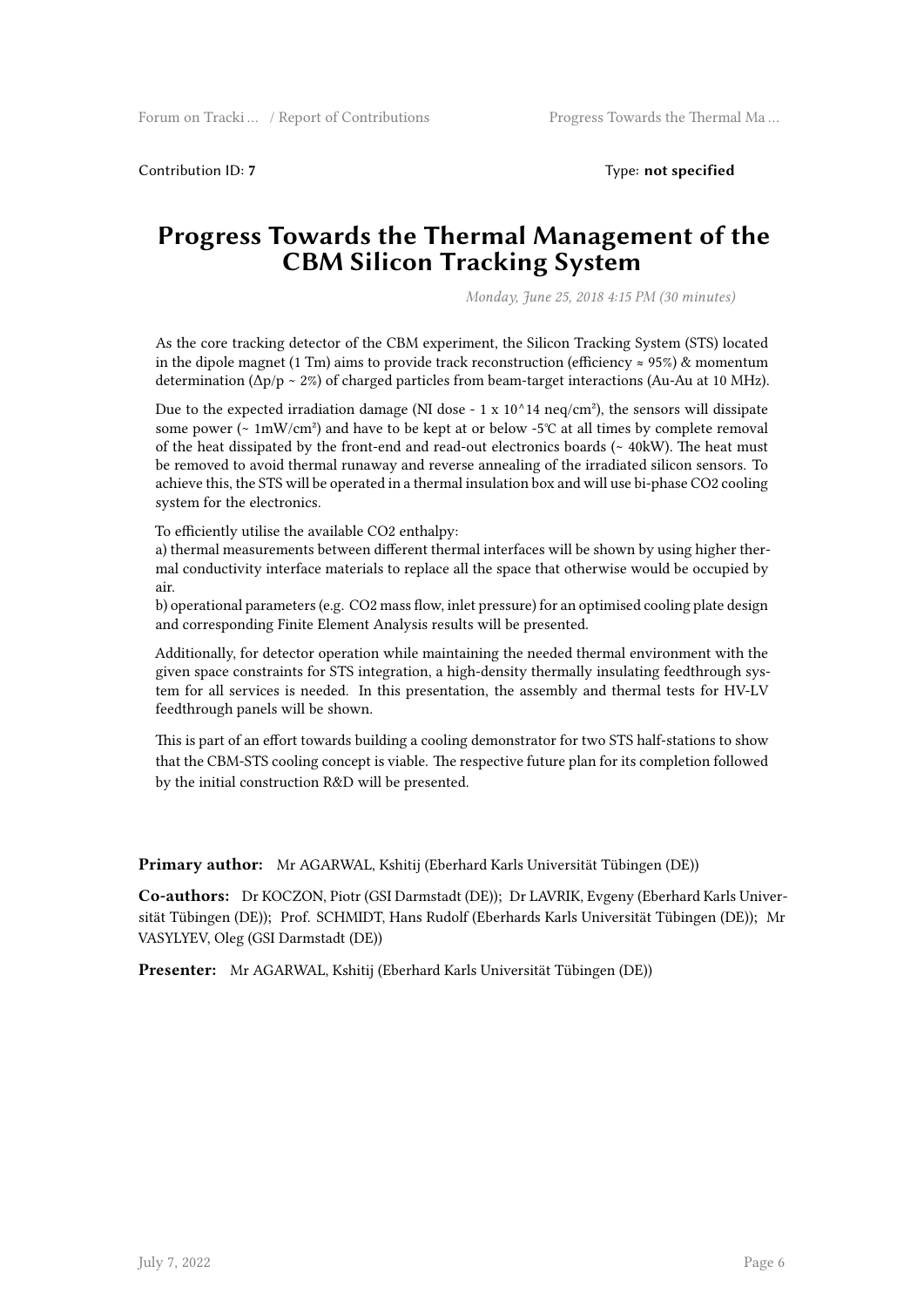Contribution ID: **7** Type: **not specified**

# Progress Towards the Thermal Management of the CBM Silicon Tracking System

*Monday, June 25, 2018 4:15 PM (30 minutes)*

As the core tracking detector of the CBM experiment, the Silicon Tracking System (STS) located in the dipole magnet (1 Tm) aims to provide track reconstruction (efficiency ≈ 95%) & momentum determination ($\Delta p/p \sim 2\%$) of charged particles from beam-target interactions (Au-Au at 10 MHz).

Due to the expected irradiation damage (NI dose - 1 x 10^14 neq/cm²), the sensors will dissipate some power (~ 1mW/cm²) and have to be kept at or below -5℃ at all times by complete removal of the heat dissipated by the front-end and read-out electronics boards (~ 40kW). The heat must be removed to avoid thermal runaway and reverse annealing of the irradiated silicon sensors. To achieve this, the STS will be operated in a thermal insulation box and will use bi-phase CO2 cooling system for the electronics.

To efficiently utilise the available CO2 enthalpy:
a) thermal measurements between different thermal interfaces will be shown by using higher thermal conductivity interface materials to replace all the space that otherwise would be occupied by air.
b) operational parameters (e.g. CO2 mass flow, inlet pressure) for an optimised cooling plate design and corresponding Finite Element Analysis results will be presented.

Additionally, for detector operation while maintaining the needed thermal environment with the given space constraints for STS integration, a high-density thermally insulating feedthrough system for all services is needed. In this presentation, the assembly and thermal tests for HV-LV feedthrough panels will be shown.

This is part of an effort towards building a cooling demonstrator for two STS half-stations to show that the CBM-STS cooling concept is viable. The respective future plan for its completion followed by the initial construction R&D will be presented.

**Primary author:** Mr AGARWAL, Kshitij (Eberhard Karls Universität Tübingen (DE))

**Co-authors:** Dr KOCZON, Piotr (GSI Darmstadt (DE)); Dr LAVRIK, Evgeny (Eberhard Karls Universität Tübingen (DE)); Prof. SCHMIDT, Hans Rudolf (Eberhards Karls Universität Tübingen (DE)); Mr VASYLYEV, Oleg (GSI Darmstadt (DE))

**Presenter:** Mr AGARWAL, Kshitij (Eberhard Karls Universität Tübingen (DE))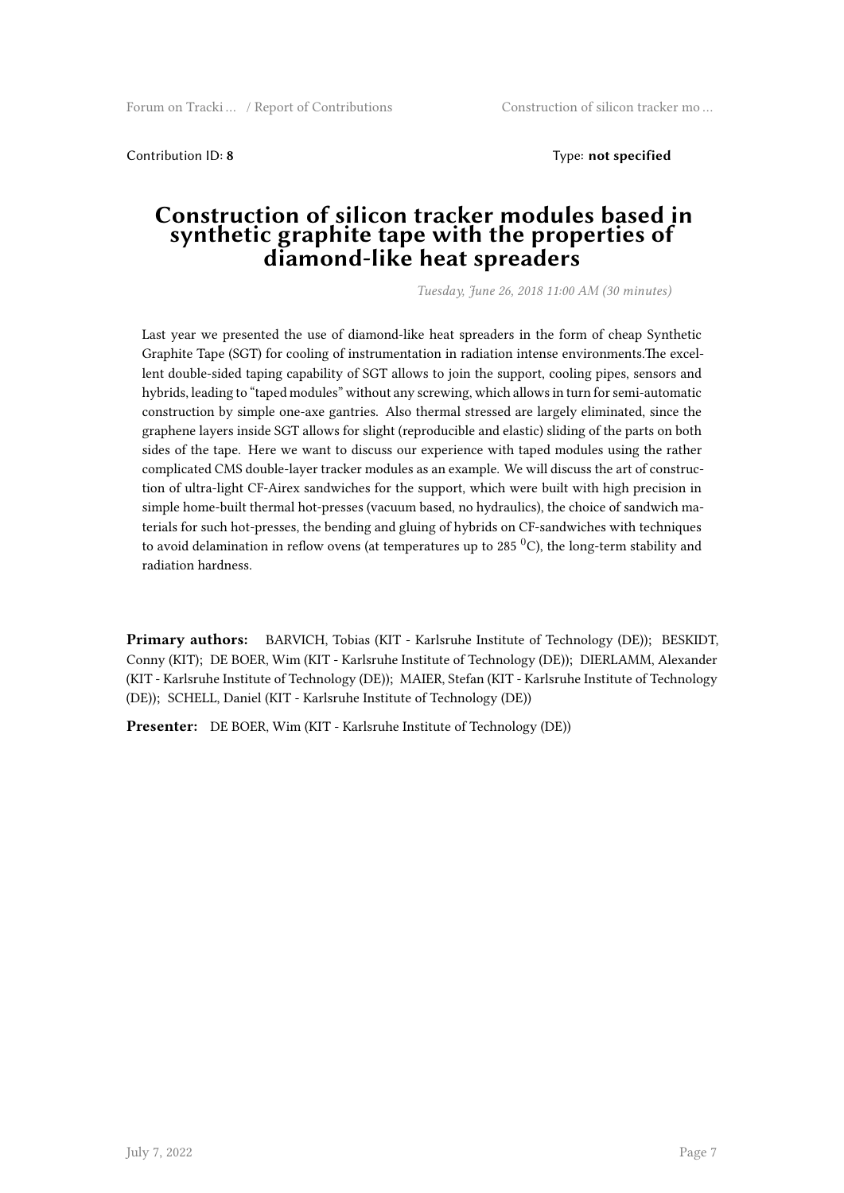Contribution ID: **8**

Type: **not specified**

# Construction of silicon tracker modules based in synthetic graphite tape with the properties of diamond-like heat spreaders

*Tuesday, June 26, 2018 11:00 AM (30 minutes)*

Last year we presented the use of diamond-like heat spreaders in the form of cheap Synthetic Graphite Tape (SGT) for cooling of instrumentation in radiation intense environments.The excellent double-sided taping capability of SGT allows to join the support, cooling pipes, sensors and hybrids, leading to "taped modules" without any screwing, which allows in turn for semi-automatic construction by simple one-axe gantries. Also thermal stressed are largely eliminated, since the graphene layers inside SGT allows for slight (reproducible and elastic) sliding of the parts on both sides of the tape. Here we want to discuss our experience with taped modules using the rather complicated CMS double-layer tracker modules as an example. We will discuss the art of construction of ultra-light CF-Airex sandwiches for the support, which were built with high precision in simple home-built thermal hot-presses (vacuum based, no hydraulics), the choice of sandwich materials for such hot-presses, the bending and gluing of hybrids on CF-sandwiches with techniques to avoid delamination in reflow ovens (at temperatures up to 285 $^{0}$C), the long-term stability and radiation hardness.

**Primary authors:** BARVICH, Tobias (KIT - Karlsruhe Institute of Technology (DE)); BESKIDT, Conny (KIT); DE BOER, Wim (KIT - Karlsruhe Institute of Technology (DE)); DIERLAMM, Alexander (KIT - Karlsruhe Institute of Technology (DE)); MAIER, Stefan (KIT - Karlsruhe Institute of Technology (DE)); SCHELL, Daniel (KIT - Karlsruhe Institute of Technology (DE))

**Presenter:** DE BOER, Wim (KIT - Karlsruhe Institute of Technology (DE))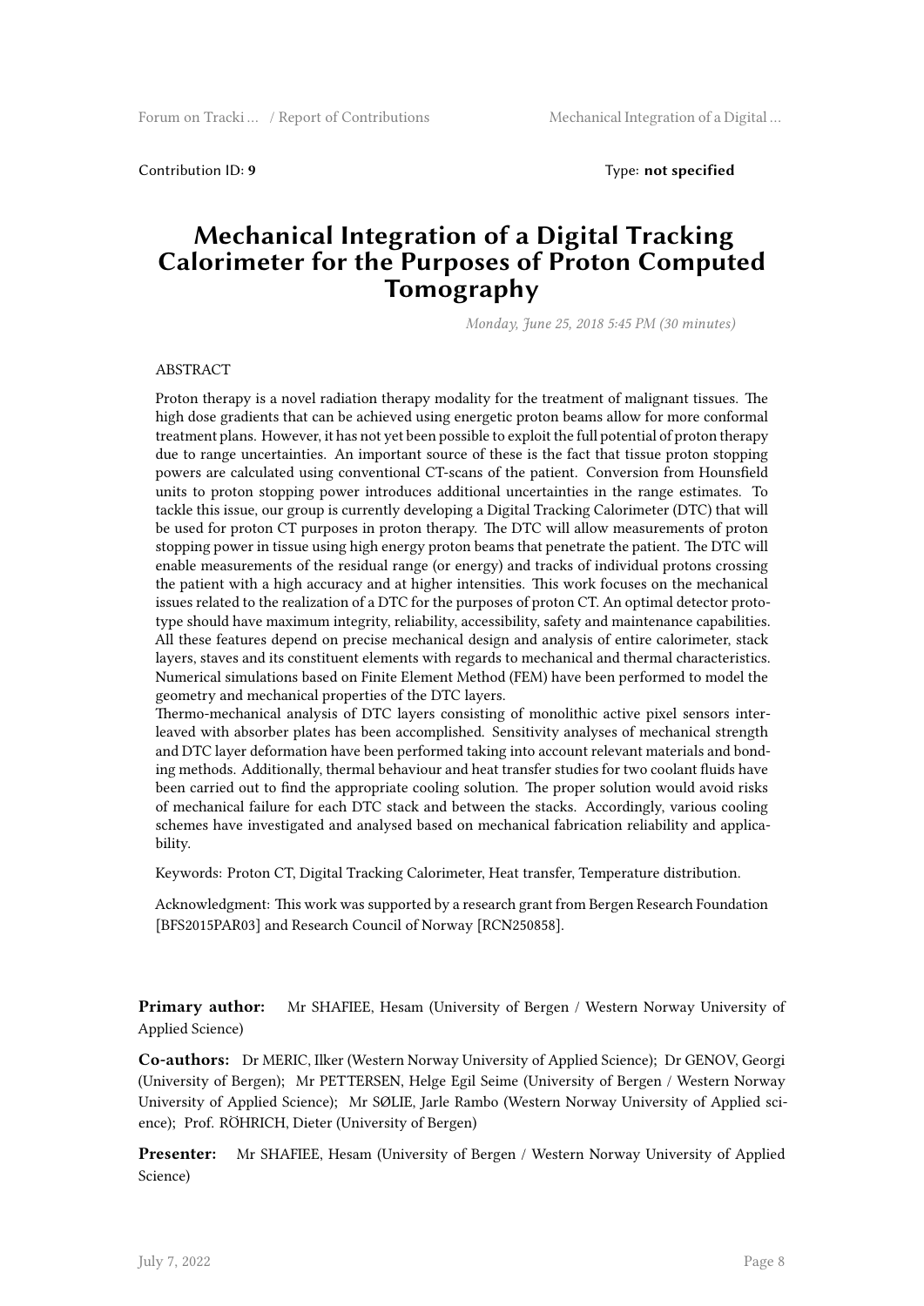Contribution ID: **9** Type: **not specified**

# Mechanical Integration of a Digital Tracking Calorimeter for the Purposes of Proton Computed Tomography

*Monday, June 25, 2018 5:45 PM (30 minutes)*

ABSTRACT

Proton therapy is a novel radiation therapy modality for the treatment of malignant tissues. The high dose gradients that can be achieved using energetic proton beams allow for more conformal treatment plans. However, it has not yet been possible to exploit the full potential of proton therapy due to range uncertainties. An important source of these is the fact that tissue proton stopping powers are calculated using conventional CT-scans of the patient. Conversion from Hounsfield units to proton stopping power introduces additional uncertainties in the range estimates. To tackle this issue, our group is currently developing a Digital Tracking Calorimeter (DTC) that will be used for proton CT purposes in proton therapy. The DTC will allow measurements of proton stopping power in tissue using high energy proton beams that penetrate the patient. The DTC will enable measurements of the residual range (or energy) and tracks of individual protons crossing the patient with a high accuracy and at higher intensities. This work focuses on the mechanical issues related to the realization of a DTC for the purposes of proton CT. An optimal detector prototype should have maximum integrity, reliability, accessibility, safety and maintenance capabilities. All these features depend on precise mechanical design and analysis of entire calorimeter, stack layers, staves and its constituent elements with regards to mechanical and thermal characteristics. Numerical simulations based on Finite Element Method (FEM) have been performed to model the geometry and mechanical properties of the DTC layers.

Thermo-mechanical analysis of DTC layers consisting of monolithic active pixel sensors interleaved with absorber plates has been accomplished. Sensitivity analyses of mechanical strength and DTC layer deformation have been performed taking into account relevant materials and bonding methods. Additionally, thermal behaviour and heat transfer studies for two coolant fluids have been carried out to find the appropriate cooling solution. The proper solution would avoid risks of mechanical failure for each DTC stack and between the stacks. Accordingly, various cooling schemes have investigated and analysed based on mechanical fabrication reliability and applicability.

Keywords: Proton CT, Digital Tracking Calorimeter, Heat transfer, Temperature distribution.

Acknowledgment: This work was supported by a research grant from Bergen Research Foundation [BFS2015PAR03] and Research Council of Norway [RCN250858].

**Primary author:** Mr SHAFIEE, Hesam (University of Bergen / Western Norway University of Applied Science)

**Co-authors:** Dr MERIC, Ilker (Western Norway University of Applied Science); Dr GENOV, Georgi (University of Bergen); Mr PETTERSEN, Helge Egil Seime (University of Bergen / Western Norway University of Applied Science); Mr SØLIE, Jarle Rambo (Western Norway University of Applied science); Prof. RÖHRICH, Dieter (University of Bergen)

**Presenter:** Mr SHAFIEE, Hesam (University of Bergen / Western Norway University of Applied Science)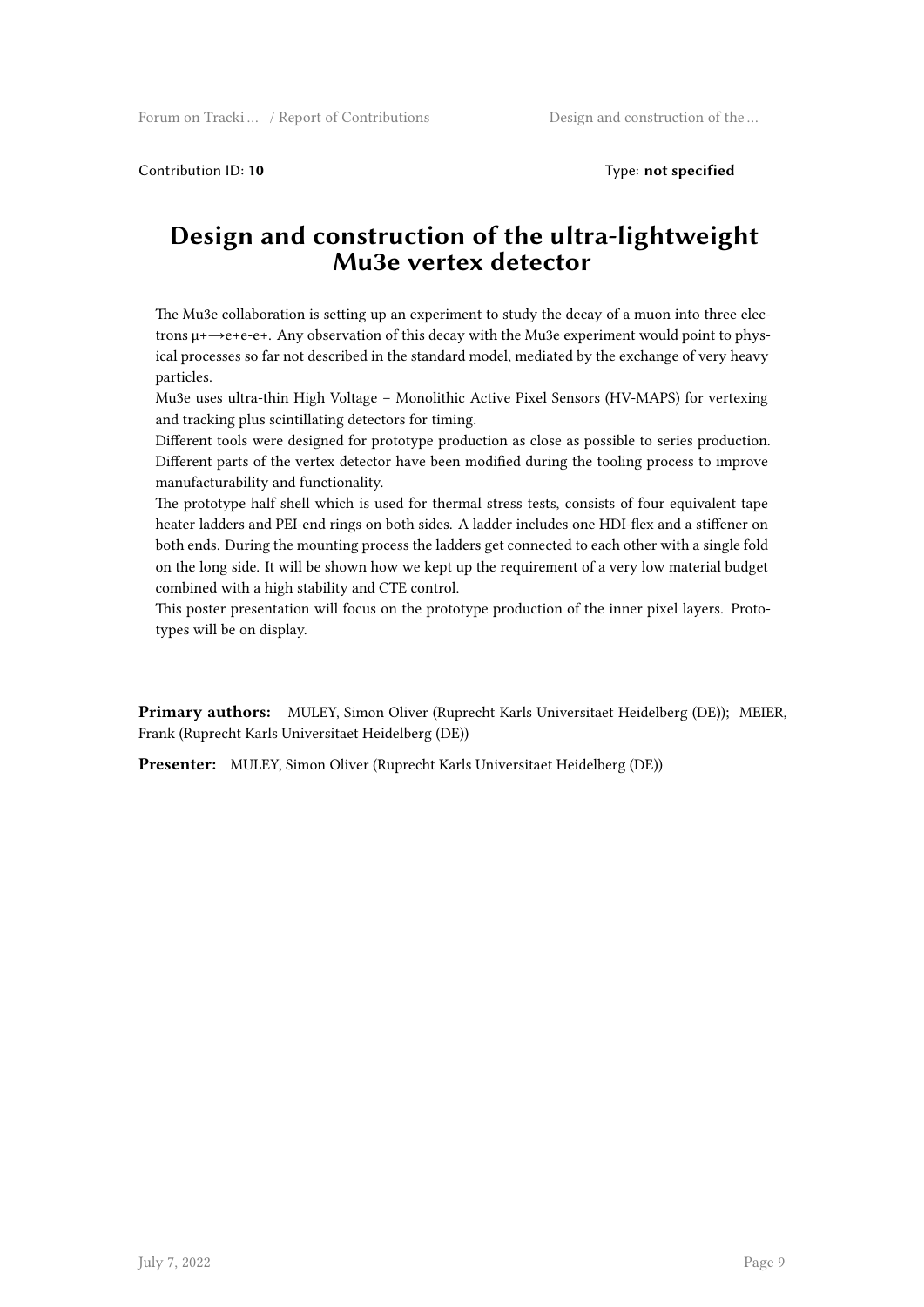Contribution ID: **10**

Type: **not specified**

# Design and construction of the ultra-lightweight Mu3e vertex detector

The Mu3e collaboration is setting up an experiment to study the decay of a muon into three electrons $\mu^+ \rightarrow e^+e^-e^+$. Any observation of this decay with the Mu3e experiment would point to physical processes so far not described in the standard model, mediated by the exchange of very heavy particles.

Mu3e uses ultra-thin High Voltage – Monolithic Active Pixel Sensors (HV-MAPS) for vertexing and tracking plus scintillating detectors for timing.

Different tools were designed for prototype production as close as possible to series production. Different parts of the vertex detector have been modified during the tooling process to improve manufacturability and functionality.

The prototype half shell which is used for thermal stress tests, consists of four equivalent tape heater ladders and PEI-end rings on both sides. A ladder includes one HDI-flex and a stiffener on both ends. During the mounting process the ladders get connected to each other with a single fold on the long side. It will be shown how we kept up the requirement of a very low material budget combined with a high stability and CTE control.

This poster presentation will focus on the prototype production of the inner pixel layers. Prototypes will be on display.

**Primary authors:** MULEY, Simon Oliver (Ruprecht Karls Universitaet Heidelberg (DE)); MEIER, Frank (Ruprecht Karls Universitaet Heidelberg (DE))

**Presenter:** MULEY, Simon Oliver (Ruprecht Karls Universitaet Heidelberg (DE))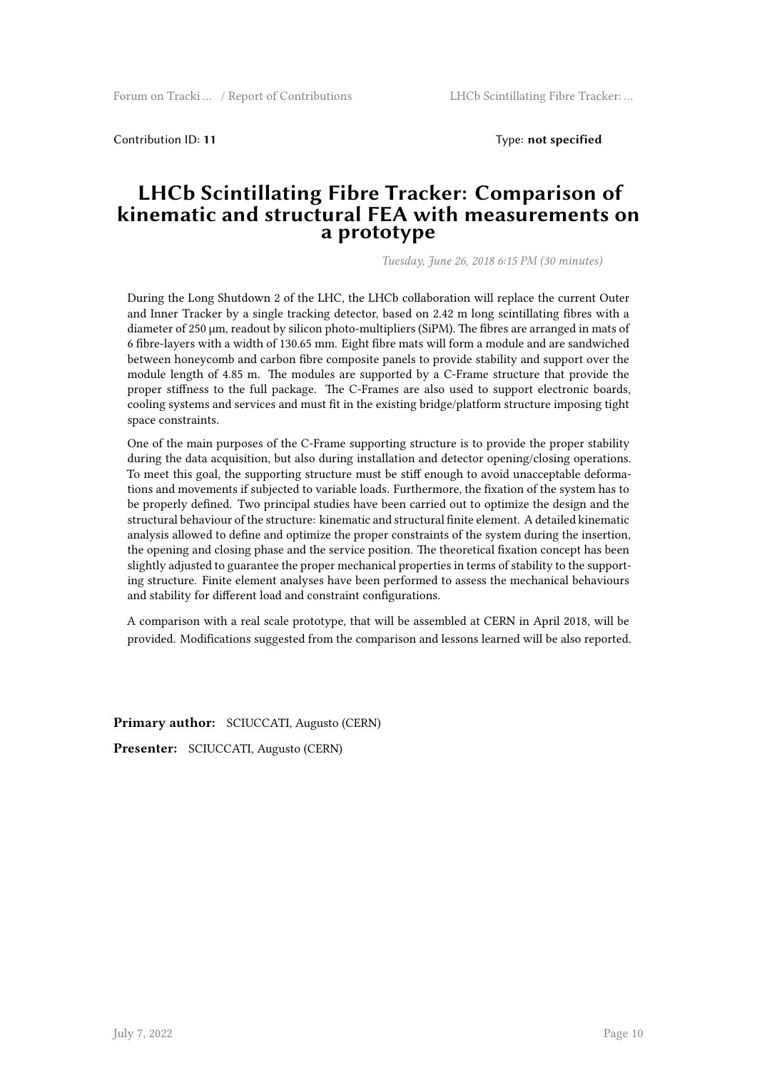Contribution ID: **11** Type: **not specified**

# LHCb Scintillating Fibre Tracker: Comparison of kinematic and structural FEA with measurements on a prototype

*Tuesday, June 26, 2018 6:15 PM (30 minutes)*

During the Long Shutdown 2 of the LHC, the LHCb collaboration will replace the current Outer and Inner Tracker by a single tracking detector, based on 2.42 m long scintillating fibres with a diameter of 250 µm, readout by silicon photo-multipliers (SiPM). The fibres are arranged in mats of 6 fibre-layers with a width of 130.65 mm. Eight fibre mats will form a module and are sandwiched between honeycomb and carbon fibre composite panels to provide stability and support over the module length of 4.85 m. The modules are supported by a C-Frame structure that provide the proper stiffness to the full package. The C-Frames are also used to support electronic boards, cooling systems and services and must fit in the existing bridge/platform structure imposing tight space constraints.

One of the main purposes of the C-Frame supporting structure is to provide the proper stability during the data acquisition, but also during installation and detector opening/closing operations. To meet this goal, the supporting structure must be stiff enough to avoid unacceptable deformations and movements if subjected to variable loads. Furthermore, the fixation of the system has to be properly defined. Two principal studies have been carried out to optimize the design and the structural behaviour of the structure: kinematic and structural finite element. A detailed kinematic analysis allowed to define and optimize the proper constraints of the system during the insertion, the opening and closing phase and the service position. The theoretical fixation concept has been slightly adjusted to guarantee the proper mechanical properties in terms of stability to the supporting structure. Finite element analyses have been performed to assess the mechanical behaviours and stability for different load and constraint configurations.

A comparison with a real scale prototype, that will be assembled at CERN in April 2018, will be provided. Modifications suggested from the comparison and lessons learned will be also reported.

**Primary author:** SCIUCCATI, Augusto (CERN)

**Presenter:** SCIUCCATI, Augusto (CERN)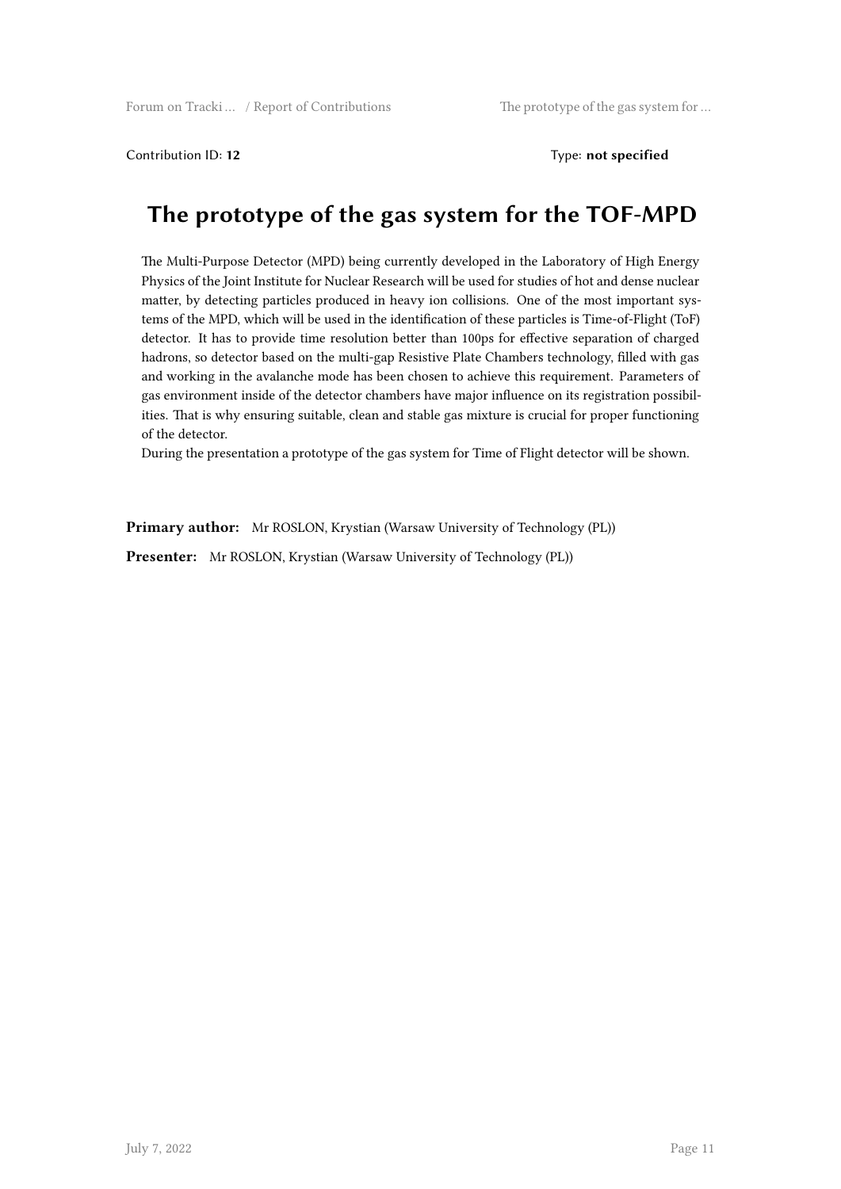Contribution ID: **12** Type: **not specified**

# The prototype of the gas system for the TOF-MPD

The Multi-Purpose Detector (MPD) being currently developed in the Laboratory of High Energy Physics of the Joint Institute for Nuclear Research will be used for studies of hot and dense nuclear matter, by detecting particles produced in heavy ion collisions. One of the most important systems of the MPD, which will be used in the identification of these particles is Time-of-Flight (ToF) detector. It has to provide time resolution better than 100ps for effective separation of charged hadrons, so detector based on the multi-gap Resistive Plate Chambers technology, filled with gas and working in the avalanche mode has been chosen to achieve this requirement. Parameters of gas environment inside of the detector chambers have major influence on its registration possibilities. That is why ensuring suitable, clean and stable gas mixture is crucial for proper functioning of the detector.
During the presentation a prototype of the gas system for Time of Flight detector will be shown.

**Primary author:** Mr ROSLON, Krystian (Warsaw University of Technology (PL))

**Presenter:** Mr ROSLON, Krystian (Warsaw University of Technology (PL))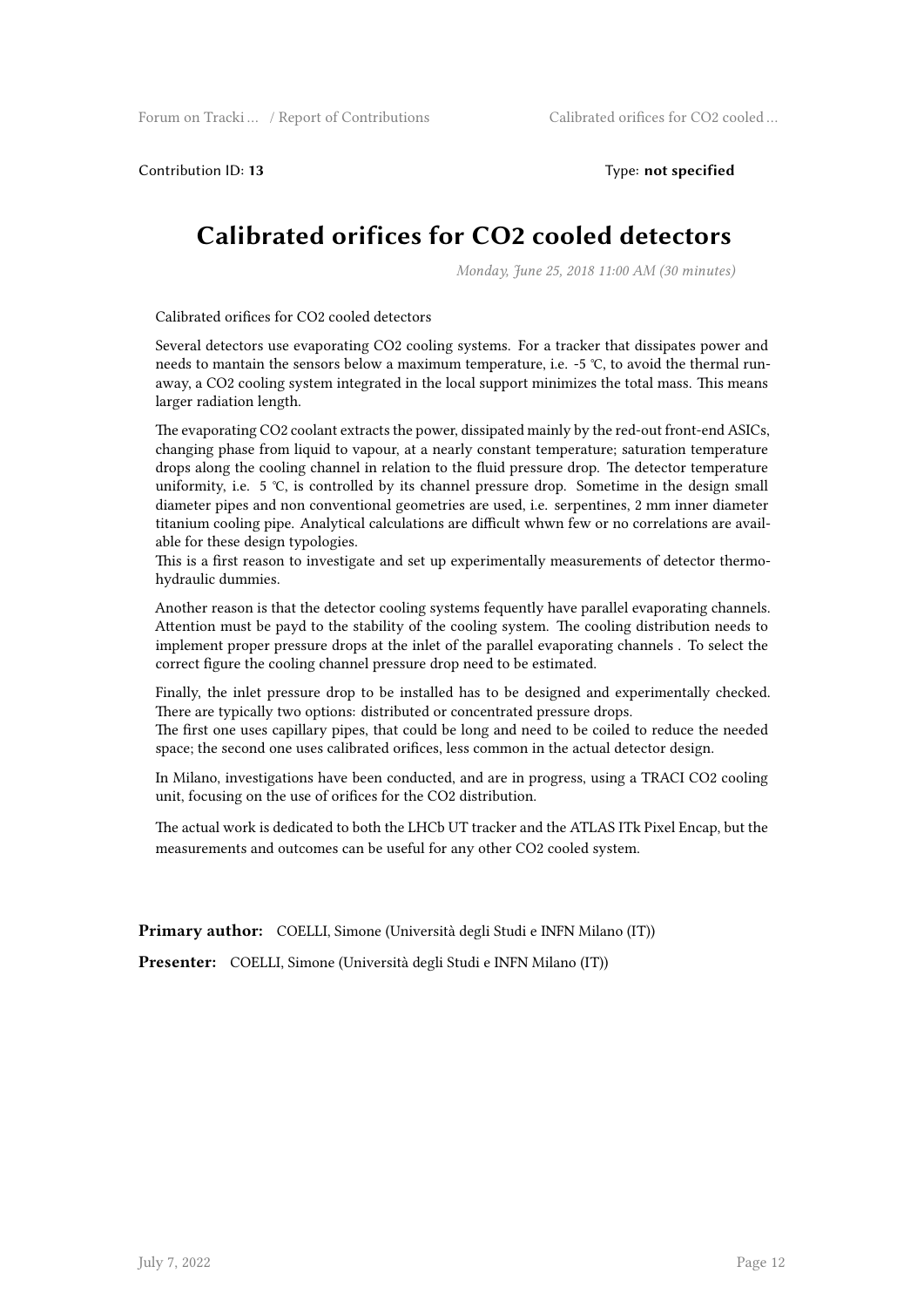Contribution ID: **13** Type: **not specified**

# Calibrated orifices for CO2 cooled detectors

*Monday, June 25, 2018 11:00 AM (30 minutes)*

Calibrated orifices for CO2 cooled detectors

Several detectors use evaporating CO2 cooling systems. For a tracker that dissipates power and needs to mantain the sensors below a maximum temperature, i.e. -5 °C, to avoid the thermal runaway, a CO2 cooling system integrated in the local support minimizes the total mass. This means larger radiation length.

The evaporating CO2 coolant extracts the power, dissipated mainly by the red-out front-end ASICs, changing phase from liquid to vapour, at a nearly constant temperature; saturation temperature drops along the cooling channel in relation to the fluid pressure drop. The detector temperature uniformity, i.e. 5 °C, is controlled by its channel pressure drop. Sometime in the design small diameter pipes and non conventional geometries are used, i.e. serpentines, 2 mm inner diameter titanium cooling pipe. Analytical calculations are difficult whwn few or no correlations are available for these design typologies.
This is a first reason to investigate and set up experimentally measurements of detector thermo-hydraulic dummies.

Another reason is that the detector cooling systems fequently have parallel evaporating channels. Attention must be payd to the stability of the cooling system. The cooling distribution needs to implement proper pressure drops at the inlet of the parallel evaporating channels . To select the correct figure the cooling channel pressure drop need to be estimated.

Finally, the inlet pressure drop to be installed has to be designed and experimentally checked. There are typically two options: distributed or concentrated pressure drops.
The first one uses capillary pipes, that could be long and need to be coiled to reduce the needed space; the second one uses calibrated orifices, less common in the actual detector design.

In Milano, investigations have been conducted, and are in progress, using a TRACI CO2 cooling unit, focusing on the use of orifices for the CO2 distribution.

The actual work is dedicated to both the LHCb UT tracker and the ATLAS ITk Pixel Encap, but the measurements and outcomes can be useful for any other CO2 cooled system.

**Primary author:** COELLI, Simone (Università degli Studi e INFN Milano (IT))

**Presenter:** COELLI, Simone (Università degli Studi e INFN Milano (IT))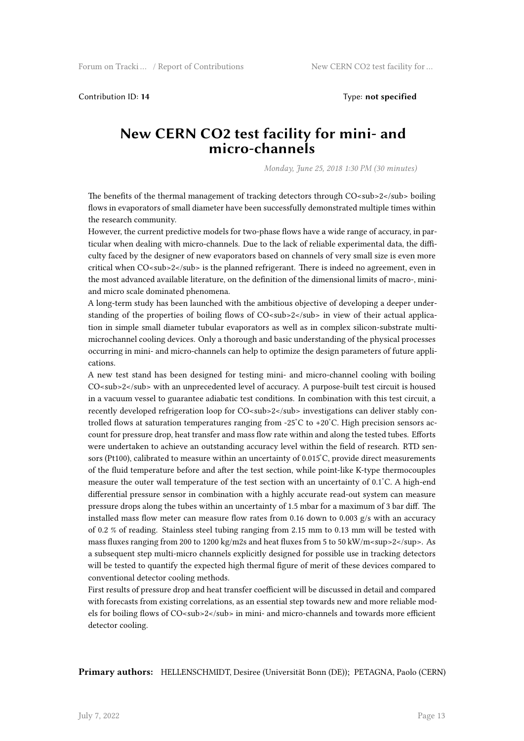Contribution ID: **14**

Type: **not specified**

# New CERN CO2 test facility for mini- and micro-channels

*Monday, June 25, 2018 1:30 PM (30 minutes)*

The benefits of the thermal management of tracking detectors through $CO_2$ boiling flows in evaporators of small diameter have been successfully demonstrated multiple times within the research community.

However, the current predictive models for two-phase flows have a wide range of accuracy, in particular when dealing with micro-channels. Due to the lack of reliable experimental data, the difficulty faced by the designer of new evaporators based on channels of very small size is even more critical when $CO_2$ is the planned refrigerant. There is indeed no agreement, even in the most advanced available literature, on the definition of the dimensional limits of macro-, mini- and micro scale dominated phenomena.

A long-term study has been launched with the ambitious objective of developing a deeper understanding of the properties of boiling flows of $CO_2$ in view of their actual application in simple small diameter tubular evaporators as well as in complex silicon-substrate multi-microchannel cooling devices. Only a thorough and basic understanding of the physical processes occurring in mini- and micro-channels can help to optimize the design parameters of future applications.

A new test stand has been designed for testing mini- and micro-channel cooling with boiling $CO_2$ with an unprecedented level of accuracy. A purpose-built test circuit is housed in a vacuum vessel to guarantee adiabatic test conditions. In combination with this test circuit, a recently developed refrigeration loop for $CO_2$ investigations can deliver stably controlled flows at saturation temperatures ranging from -25˚C to +20˚C. High precision sensors account for pressure drop, heat transfer and mass flow rate within and along the tested tubes. Efforts were undertaken to achieve an outstanding accuracy level within the field of research. RTD sensors (Pt100), calibrated to measure within an uncertainty of 0.015˚C, provide direct measurements of the fluid temperature before and after the test section, while point-like K-type thermocouples measure the outer wall temperature of the test section with an uncertainty of 0.1˚C. A high-end differential pressure sensor in combination with a highly accurate read-out system can measure pressure drops along the tubes within an uncertainty of 1.5 mbar for a maximum of 3 bar diff. The installed mass flow meter can measure flow rates from 0.16 down to 0.003 g/s with an accuracy of 0.2 % of reading. Stainless steel tubing ranging from 2.15 mm to 0.13 mm will be tested with mass fluxes ranging from 200 to 1200 kg/m2s and heat fluxes from 5 to 50 $kW/m^2$. As a subsequent step multi-micro channels explicitly designed for possible use in tracking detectors will be tested to quantify the expected high thermal figure of merit of these devices compared to conventional detector cooling methods.

First results of pressure drop and heat transfer coefficient will be discussed in detail and compared with forecasts from existing correlations, as an essential step towards new and more reliable models for boiling flows of $CO_2$ in mini- and micro-channels and towards more efficient detector cooling.

**Primary authors:** HELLENSCHMIDT, Desiree (Universität Bonn (DE)); PETAGNA, Paolo (CERN)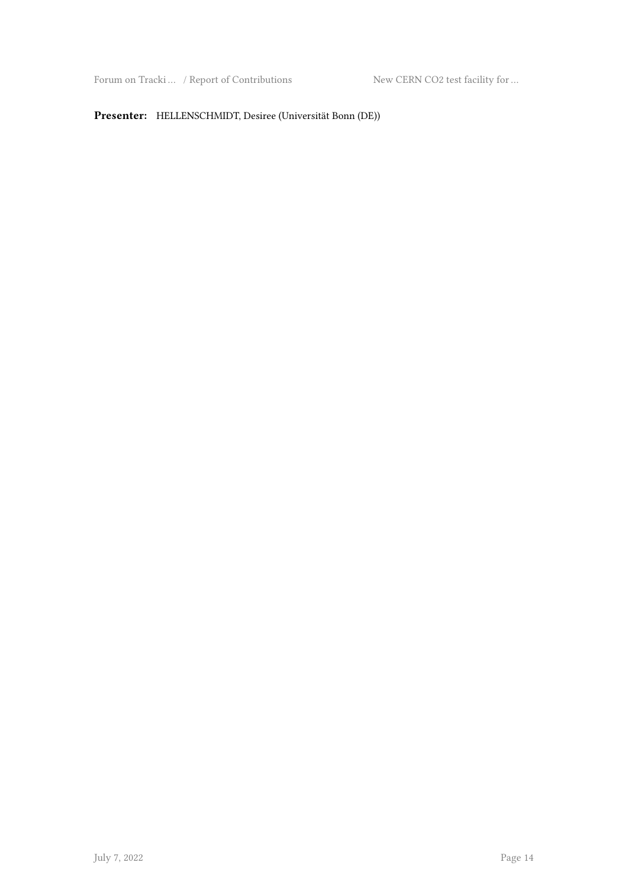**Presenter:** HELLENSCHMIDT, Desiree (Universität Bonn (DE))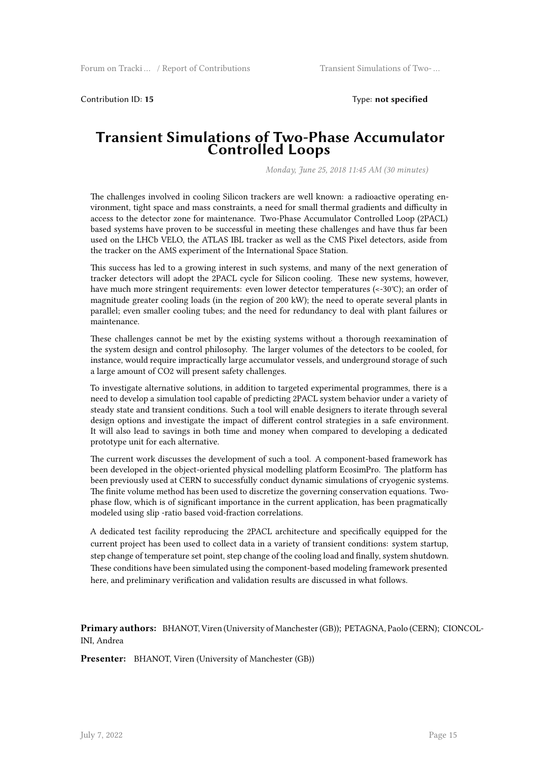Contribution ID: **15** Type: **not specified**

# Transient Simulations of Two-Phase Accumulator Controlled Loops

*Monday, June 25, 2018 11:45 AM (30 minutes)*

The challenges involved in cooling Silicon trackers are well known: a radioactive operating environment, tight space and mass constraints, a need for small thermal gradients and difficulty in access to the detector zone for maintenance. Two-Phase Accumulator Controlled Loop (2PACL) based systems have proven to be successful in meeting these challenges and have thus far been used on the LHCb VELO, the ATLAS IBL tracker as well as the CMS Pixel detectors, aside from the tracker on the AMS experiment of the International Space Station.

This success has led to a growing interest in such systems, and many of the next generation of tracker detectors will adopt the 2PACL cycle for Silicon cooling. These new systems, however, have much more stringent requirements: even lower detector temperatures (<-30°C); an order of magnitude greater cooling loads (in the region of 200 kW); the need to operate several plants in parallel; even smaller cooling tubes; and the need for redundancy to deal with plant failures or maintenance.

These challenges cannot be met by the existing systems without a thorough reexamination of the system design and control philosophy. The larger volumes of the detectors to be cooled, for instance, would require impractically large accumulator vessels, and underground storage of such a large amount of $CO_2$ will present safety challenges.

To investigate alternative solutions, in addition to targeted experimental programmes, there is a need to develop a simulation tool capable of predicting 2PACL system behavior under a variety of steady state and transient conditions. Such a tool will enable designers to iterate through several design options and investigate the impact of different control strategies in a safe environment. It will also lead to savings in both time and money when compared to developing a dedicated prototype unit for each alternative.

The current work discusses the development of such a tool. A component-based framework has been developed in the object-oriented physical modelling platform EcosimPro. The platform has been previously used at CERN to successfully conduct dynamic simulations of cryogenic systems. The finite volume method has been used to discretize the governing conservation equations. Two-phase flow, which is of significant importance in the current application, has been pragmatically modeled using slip -ratio based void-fraction correlations.

A dedicated test facility reproducing the 2PACL architecture and specifically equipped for the current project has been used to collect data in a variety of transient conditions: system startup, step change of temperature set point, step change of the cooling load and finally, system shutdown. These conditions have been simulated using the component-based modeling framework presented here, and preliminary verification and validation results are discussed in what follows.

**Primary authors:** BHANOT, Viren (University of Manchester (GB)); PETAGNA, Paolo (CERN); CIONCOLINI, Andrea

**Presenter:** BHANOT, Viren (University of Manchester (GB))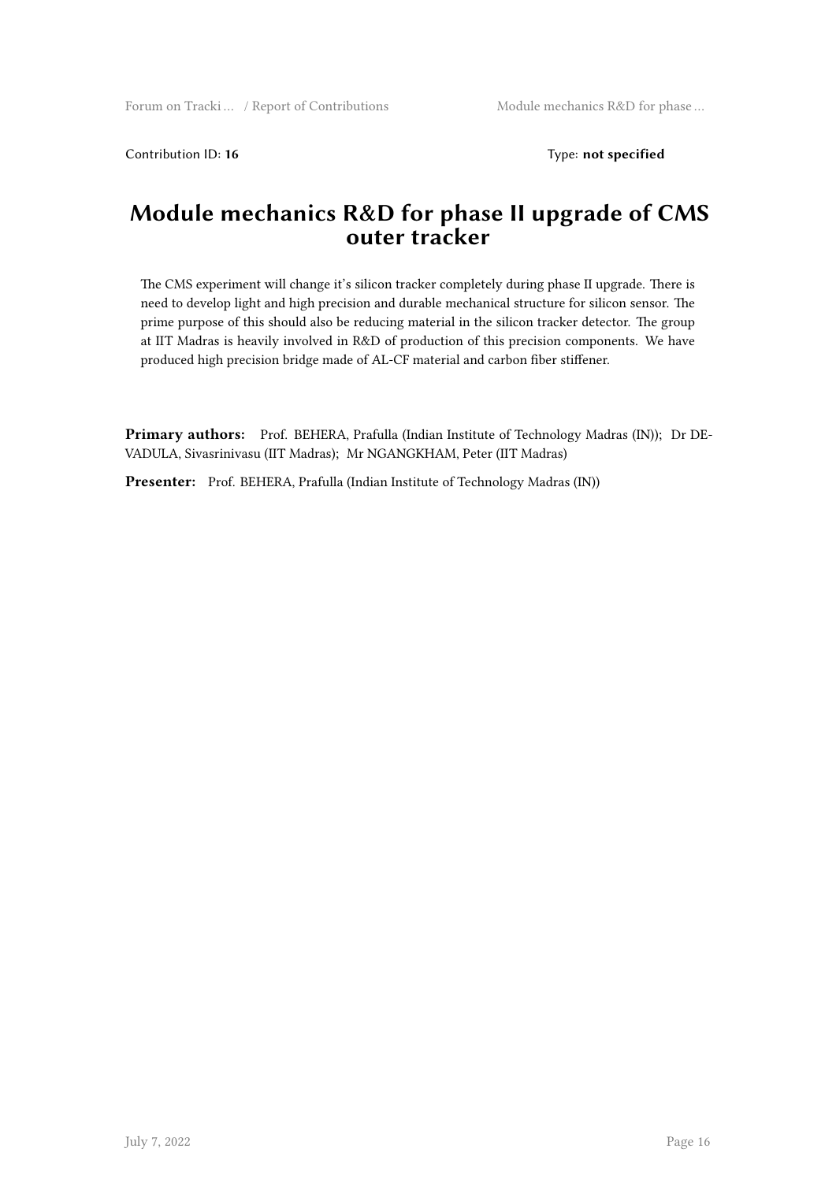Contribution ID: **16** Type: **not specified**

# Module mechanics R&D for phase II upgrade of CMS outer tracker

The CMS experiment will change it's silicon tracker completely during phase II upgrade. There is need to develop light and high precision and durable mechanical structure for silicon sensor. The prime purpose of this should also be reducing material in the silicon tracker detector. The group at IIT Madras is heavily involved in R&D of production of this precision components. We have produced high precision bridge made of AL-CF material and carbon fiber stiffener.

**Primary authors:** Prof. BEHERA, Prafulla (Indian Institute of Technology Madras (IN)); Dr DEVADULA, Sivasrinivasu (IIT Madras); Mr NGANGKHAM, Peter (IIT Madras)

**Presenter:** Prof. BEHERA, Prafulla (Indian Institute of Technology Madras (IN))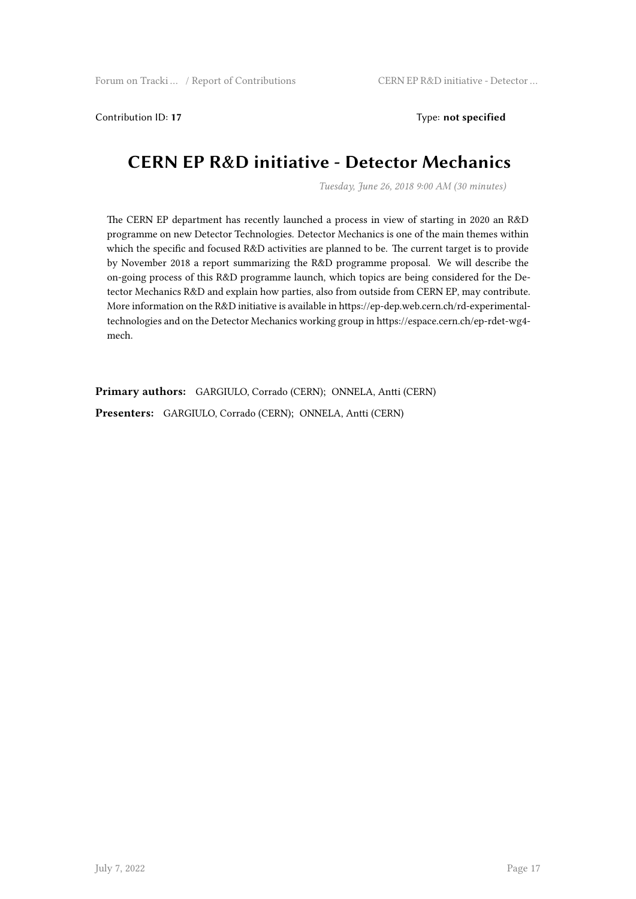Contribution ID: **17** Type: **not specified**

# CERN EP R&D initiative - Detector Mechanics

*Tuesday, June 26, 2018 9:00 AM (30 minutes)*

The CERN EP department has recently launched a process in view of starting in 2020 an R&D programme on new Detector Technologies. Detector Mechanics is one of the main themes within which the specific and focused R&D activities are planned to be. The current target is to provide by November 2018 a report summarizing the R&D programme proposal. We will describe the on-going process of this R&D programme launch, which topics are being considered for the Detector Mechanics R&D and explain how parties, also from outside from CERN EP, may contribute. More information on the R&D initiative is available in https://ep-dep.web.cern.ch/rd-experimental-technologies and on the Detector Mechanics working group in https://espace.cern.ch/ep-rdet-wg4-mech.

**Primary authors:** GARGIULO, Corrado (CERN); ONNELA, Antti (CERN)

**Presenters:** GARGIULO, Corrado (CERN); ONNELA, Antti (CERN)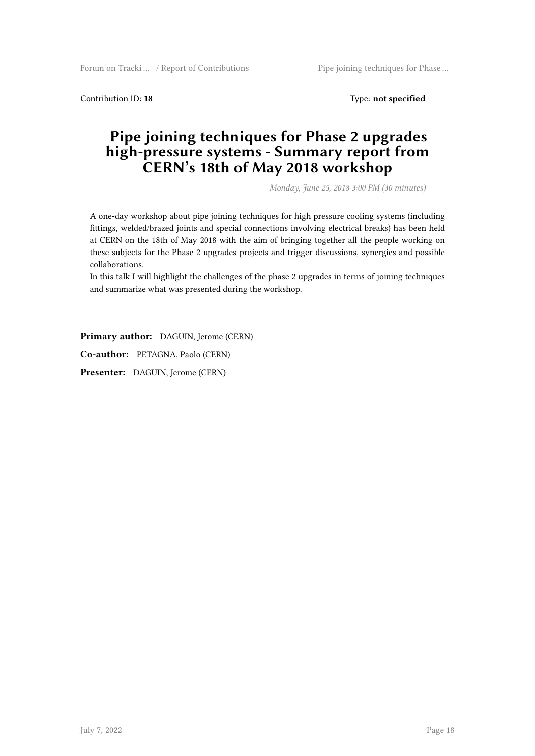Contribution ID: **18** Type: **not specified**

# Pipe joining techniques for Phase 2 upgrades high-pressure systems - Summary report from CERN's 18th of May 2018 workshop

*Monday, June 25, 2018 3:00 PM (30 minutes)*

A one-day workshop about pipe joining techniques for high pressure cooling systems (including fittings, welded/brazed joints and special connections involving electrical breaks) has been held at CERN on the 18th of May 2018 with the aim of bringing together all the people working on these subjects for the Phase 2 upgrades projects and trigger discussions, synergies and possible collaborations.
In this talk I will highlight the challenges of the phase 2 upgrades in terms of joining techniques and summarize what was presented during the workshop.

**Primary author:** DAGUIN, Jerome (CERN)

**Co-author:** PETAGNA, Paolo (CERN)

**Presenter:** DAGUIN, Jerome (CERN)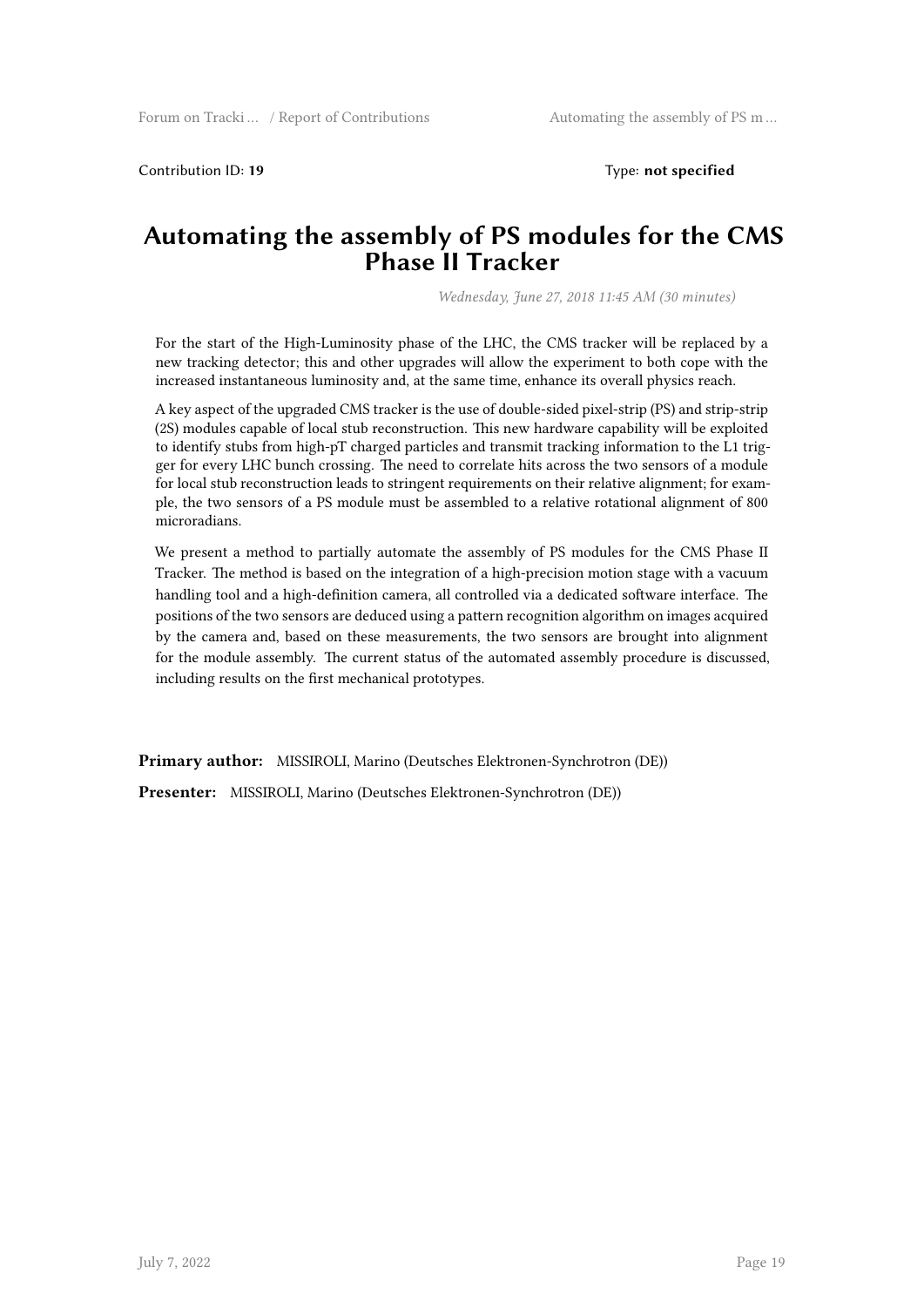Contribution ID: **19** Type: **not specified**

# Automating the assembly of PS modules for the CMS Phase II Tracker

*Wednesday, June 27, 2018 11:45 AM (30 minutes)*

For the start of the High-Luminosity phase of the LHC, the CMS tracker will be replaced by a new tracking detector; this and other upgrades will allow the experiment to both cope with the increased instantaneous luminosity and, at the same time, enhance its overall physics reach.

A key aspect of the upgraded CMS tracker is the use of double-sided pixel-strip (PS) and strip-strip (2S) modules capable of local stub reconstruction. This new hardware capability will be exploited to identify stubs from high-pT charged particles and transmit tracking information to the L1 trigger for every LHC bunch crossing. The need to correlate hits across the two sensors of a module for local stub reconstruction leads to stringent requirements on their relative alignment; for example, the two sensors of a PS module must be assembled to a relative rotational alignment of 800 microradians.

We present a method to partially automate the assembly of PS modules for the CMS Phase II Tracker. The method is based on the integration of a high-precision motion stage with a vacuum handling tool and a high-definition camera, all controlled via a dedicated software interface. The positions of the two sensors are deduced using a pattern recognition algorithm on images acquired by the camera and, based on these measurements, the two sensors are brought into alignment for the module assembly. The current status of the automated assembly procedure is discussed, including results on the first mechanical prototypes.

**Primary author:** MISSIROLI, Marino (Deutsches Elektronen-Synchrotron (DE))

**Presenter:** MISSIROLI, Marino (Deutsches Elektronen-Synchrotron (DE))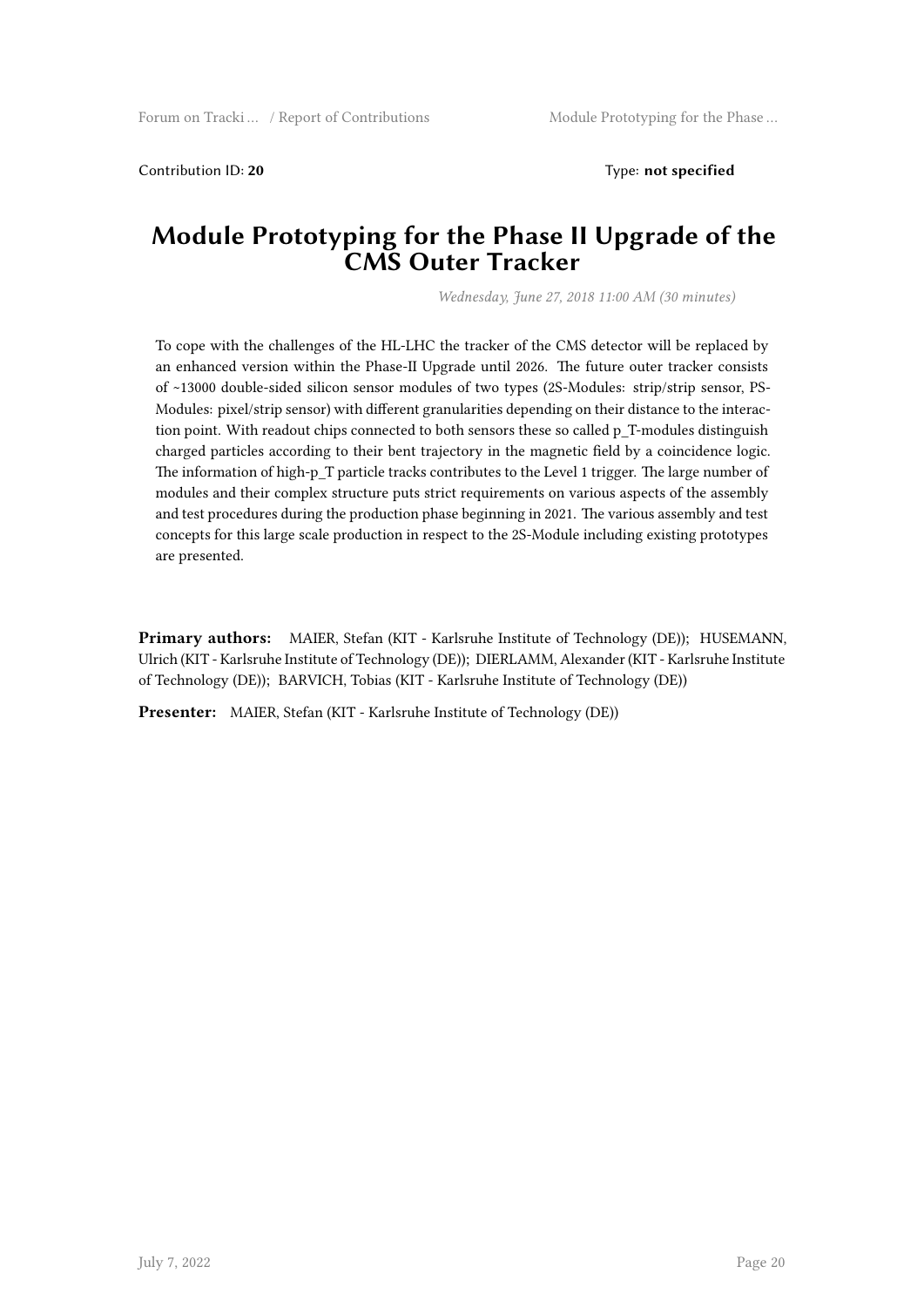Contribution ID: **20** Type: **not specified**

# Module Prototyping for the Phase II Upgrade of the CMS Outer Tracker

*Wednesday, June 27, 2018 11:00 AM (30 minutes)*

To cope with the challenges of the HL-LHC the tracker of the CMS detector will be replaced by an enhanced version within the Phase-II Upgrade until 2026. The future outer tracker consists of ~13000 double-sided silicon sensor modules of two types (2S-Modules: strip/strip sensor, PS-Modules: pixel/strip sensor) with different granularities depending on their distance to the interaction point. With readout chips connected to both sensors these so called p_T-modules distinguish charged particles according to their bent trajectory in the magnetic field by a coincidence logic. The information of high-p_T particle tracks contributes to the Level 1 trigger. The large number of modules and their complex structure puts strict requirements on various aspects of the assembly and test procedures during the production phase beginning in 2021. The various assembly and test concepts for this large scale production in respect to the 2S-Module including existing prototypes are presented.

**Primary authors:** MAIER, Stefan (KIT - Karlsruhe Institute of Technology (DE)); HUSEMANN, Ulrich (KIT - Karlsruhe Institute of Technology (DE)); DIERLAMM, Alexander (KIT - Karlsruhe Institute of Technology (DE)); BARVICH, Tobias (KIT - Karlsruhe Institute of Technology (DE))

**Presenter:** MAIER, Stefan (KIT - Karlsruhe Institute of Technology (DE))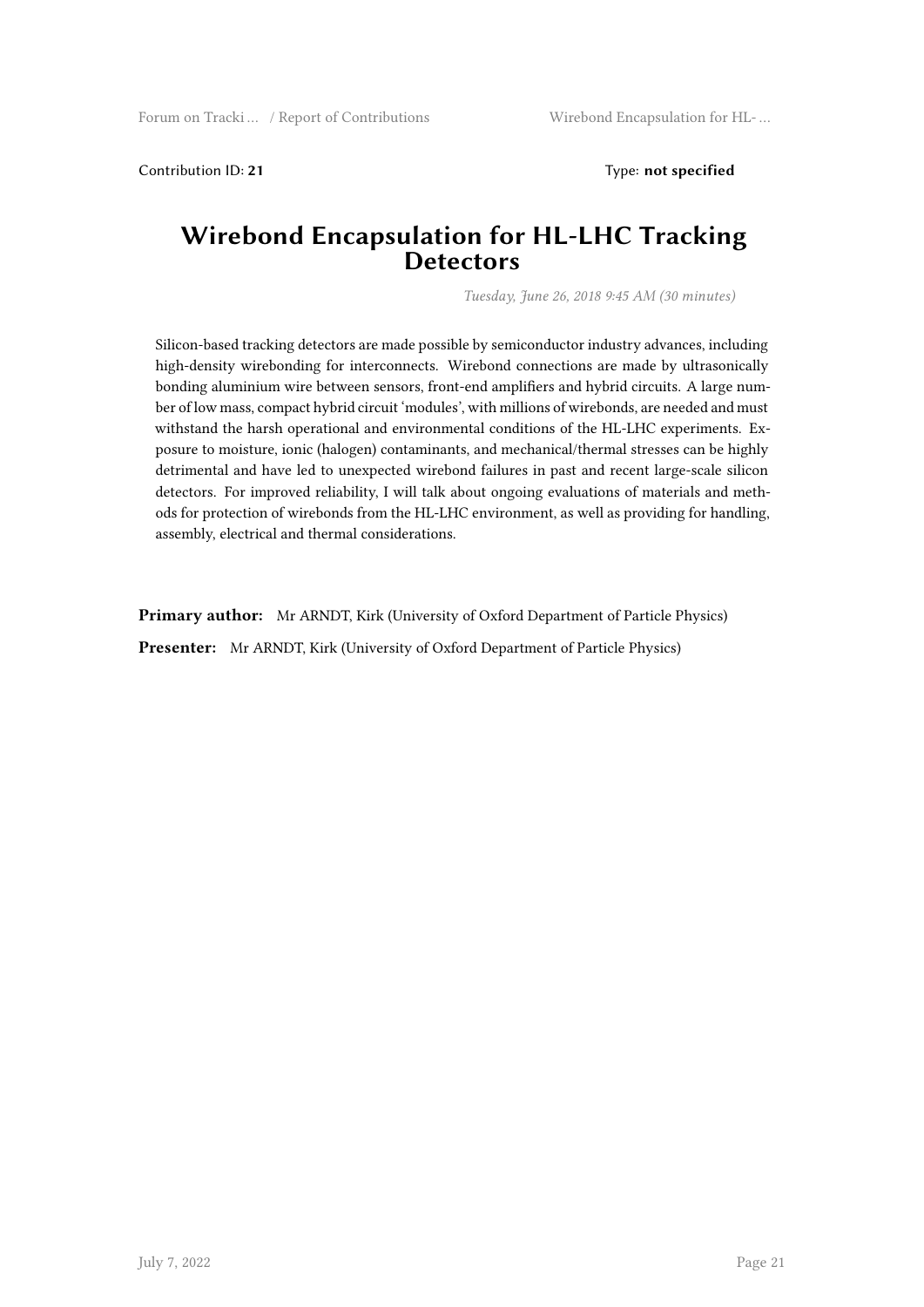Contribution ID: **21** Type: **not specified**

# Wirebond Encapsulation for HL-LHC Tracking Detectors

*Tuesday, June 26, 2018 9:45 AM (30 minutes)*

Silicon-based tracking detectors are made possible by semiconductor industry advances, including high-density wirebonding for interconnects. Wirebond connections are made by ultrasonically bonding aluminium wire between sensors, front-end amplifiers and hybrid circuits. A large number of low mass, compact hybrid circuit 'modules', with millions of wirebonds, are needed and must withstand the harsh operational and environmental conditions of the HL-LHC experiments. Exposure to moisture, ionic (halogen) contaminants, and mechanical/thermal stresses can be highly detrimental and have led to unexpected wirebond failures in past and recent large-scale silicon detectors. For improved reliability, I will talk about ongoing evaluations of materials and methods for protection of wirebonds from the HL-LHC environment, as well as providing for handling, assembly, electrical and thermal considerations.

**Primary author:** Mr ARNDT, Kirk (University of Oxford Department of Particle Physics)

**Presenter:** Mr ARNDT, Kirk (University of Oxford Department of Particle Physics)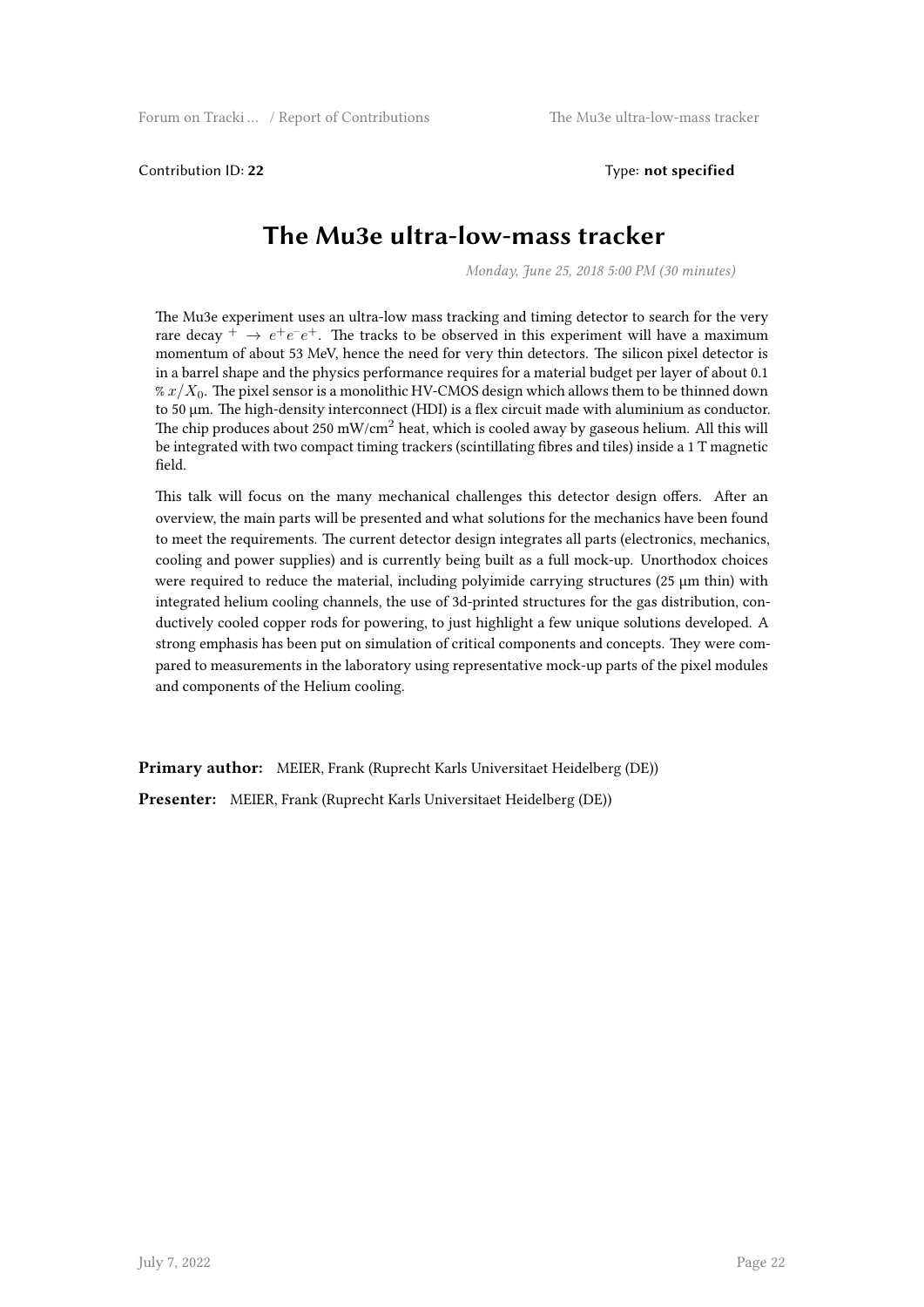Contribution ID: **22** Type: **not specified**

# The Mu3e ultra-low-mass tracker

*Monday, June 25, 2018 5:00 PM (30 minutes)*

The Mu3e experiment uses an ultra-low mass tracking and timing detector to search for the very rare decay $^+ \rightarrow e^+e^-e^+$. The tracks to be observed in this experiment will have a maximum momentum of about 53 MeV, hence the need for very thin detectors. The silicon pixel detector is in a barrel shape and the physics performance requires for a material budget per layer of about 0.1 % $x/X_0$. The pixel sensor is a monolithic HV-CMOS design which allows them to be thinned down to 50 µm. The high-density interconnect (HDI) is a flex circuit made with aluminium as conductor. The chip produces about 250 mW/cm$^2$ heat, which is cooled away by gaseous helium. All this will be integrated with two compact timing trackers (scintillating fibres and tiles) inside a 1 T magnetic field.

This talk will focus on the many mechanical challenges this detector design offers. After an overview, the main parts will be presented and what solutions for the mechanics have been found to meet the requirements. The current detector design integrates all parts (electronics, mechanics, cooling and power supplies) and is currently being built as a full mock-up. Unorthodox choices were required to reduce the material, including polyimide carrying structures (25 µm thin) with integrated helium cooling channels, the use of 3d-printed structures for the gas distribution, conductively cooled copper rods for powering, to just highlight a few unique solutions developed. A strong emphasis has been put on simulation of critical components and concepts. They were compared to measurements in the laboratory using representative mock-up parts of the pixel modules and components of the Helium cooling.

**Primary author:** MEIER, Frank (Ruprecht Karls Universitaet Heidelberg (DE))

**Presenter:** MEIER, Frank (Ruprecht Karls Universitaet Heidelberg (DE))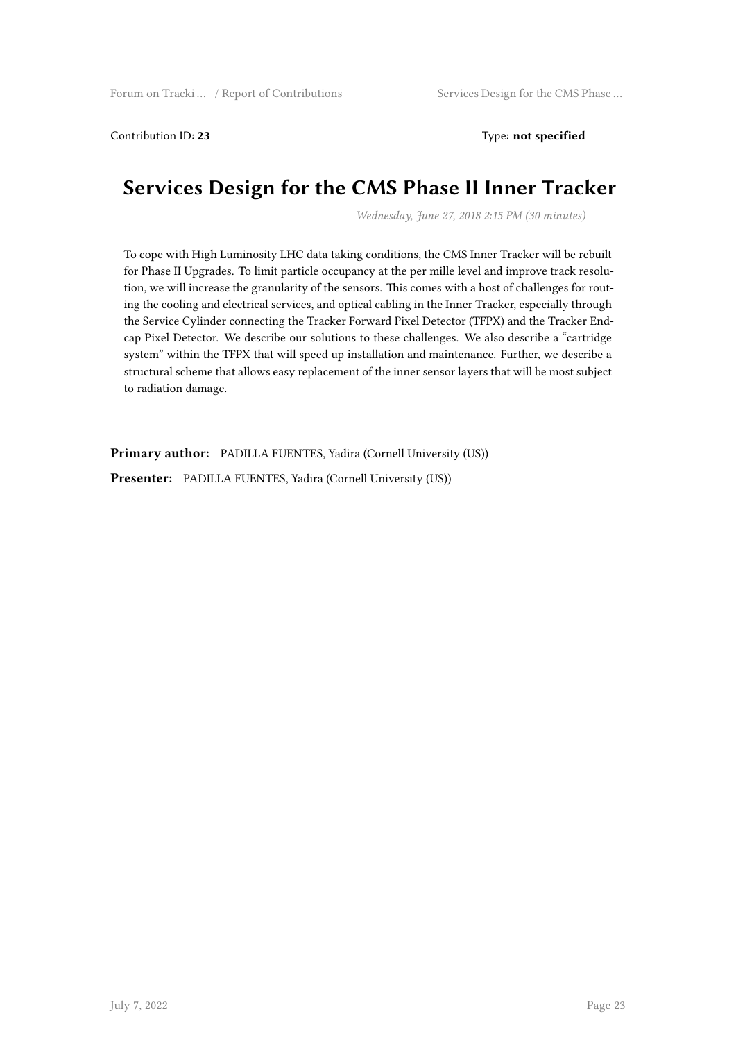Contribution ID: **23** Type: **not specified**

# Services Design for the CMS Phase II Inner Tracker

*Wednesday, June 27, 2018 2:15 PM (30 minutes)*

To cope with High Luminosity LHC data taking conditions, the CMS Inner Tracker will be rebuilt for Phase II Upgrades. To limit particle occupancy at the per mille level and improve track resolution, we will increase the granularity of the sensors. This comes with a host of challenges for routing the cooling and electrical services, and optical cabling in the Inner Tracker, especially through the Service Cylinder connecting the Tracker Forward Pixel Detector (TFPX) and the Tracker Endcap Pixel Detector. We describe our solutions to these challenges. We also describe a "cartridge system" within the TFPX that will speed up installation and maintenance. Further, we describe a structural scheme that allows easy replacement of the inner sensor layers that will be most subject to radiation damage.

**Primary author:** PADILLA FUENTES, Yadira (Cornell University (US))

**Presenter:** PADILLA FUENTES, Yadira (Cornell University (US))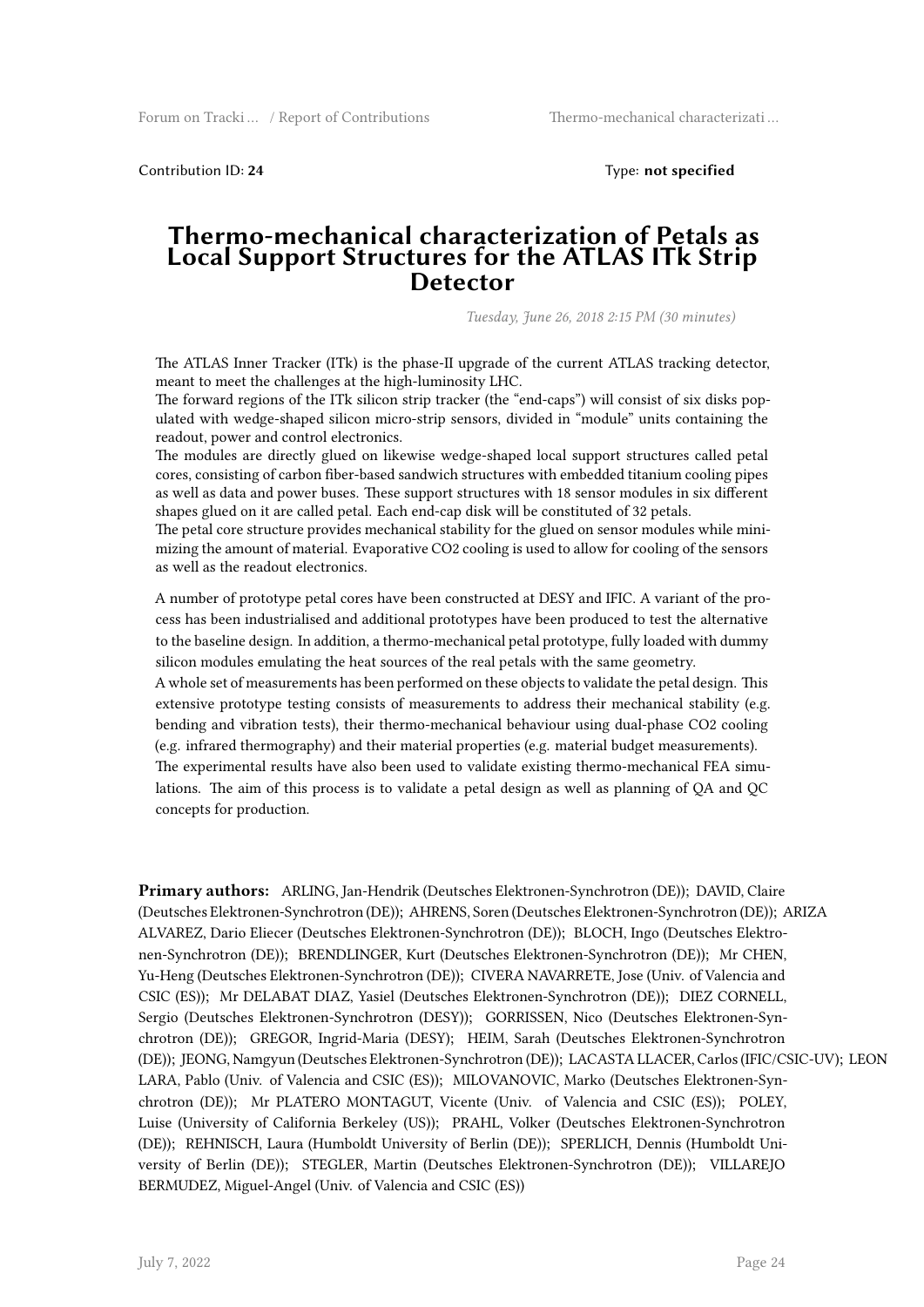Contribution ID: **24** Type: **not specified**

# Thermo-mechanical characterization of Petals as Local Support Structures for the ATLAS ITk Strip Detector

*Tuesday, June 26, 2018 2:15 PM (30 minutes)*

The ATLAS Inner Tracker (ITk) is the phase-II upgrade of the current ATLAS tracking detector, meant to meet the challenges at the high-luminosity LHC.
The forward regions of the ITk silicon strip tracker (the "end-caps") will consist of six disks populated with wedge-shaped silicon micro-strip sensors, divided in "module" units containing the readout, power and control electronics.
The modules are directly glued on likewise wedge-shaped local support structures called petal cores, consisting of carbon fiber-based sandwich structures with embedded titanium cooling pipes as well as data and power buses. These support structures with 18 sensor modules in six different shapes glued on it are called petal. Each end-cap disk will be constituted of 32 petals.
The petal core structure provides mechanical stability for the glued on sensor modules while minimizing the amount of material. Evaporative $CO_2$ cooling is used to allow for cooling of the sensors as well as the readout electronics.

A number of prototype petal cores have been constructed at DESY and IFIC. A variant of the process has been industrialised and additional prototypes have been produced to test the alternative to the baseline design. In addition, a thermo-mechanical petal prototype, fully loaded with dummy silicon modules emulating the heat sources of the real petals with the same geometry.
A whole set of measurements has been performed on these objects to validate the petal design. This extensive prototype testing consists of measurements to address their mechanical stability (e.g. bending and vibration tests), their thermo-mechanical behaviour using dual-phase $CO_2$ cooling (e.g. infrared thermography) and their material properties (e.g. material budget measurements).
The experimental results have also been used to validate existing thermo-mechanical FEA simulations. The aim of this process is to validate a petal design as well as planning of QA and QC concepts for production.

**Primary authors:** ARLING, Jan-Hendrik (Deutsches Elektronen-Synchrotron (DE)); DAVID, Claire (Deutsches Elektronen-Synchrotron (DE)); AHRENS, Soren (Deutsches Elektronen-Synchrotron (DE)); ARIZA ALVAREZ, Dario Eliecer (Deutsches Elektronen-Synchrotron (DE)); BLOCH, Ingo (Deutsches Elektronen-Synchrotron (DE)); BRENDLINGER, Kurt (Deutsches Elektronen-Synchrotron (DE)); Mr CHEN, Yu-Heng (Deutsches Elektronen-Synchrotron (DE)); CIVERA NAVARRETE, Jose (Univ. of Valencia and CSIC (ES)); Mr DELABAT DIAZ, Yasiel (Deutsches Elektronen-Synchrotron (DE)); DIEZ CORNELL, Sergio (Deutsches Elektronen-Synchrotron (DESY)); GORRISSEN, Nico (Deutsches Elektronen-Synchrotron (DE)); GREGOR, Ingrid-Maria (DESY); HEIM, Sarah (Deutsches Elektronen-Synchrotron (DE)); JEONG, Namgyun (Deutsches Elektronen-Synchrotron (DE)); LACASTA LLACER, Carlos (IFIC/CSIC-UV); LEON LARA, Pablo (Univ. of Valencia and CSIC (ES)); MILOVANOVIC, Marko (Deutsches Elektronen-Synchrotron (DE)); Mr PLATERO MONTAGUT, Vicente (Univ. of Valencia and CSIC (ES)); POLEY, Luise (University of California Berkeley (US)); PRAHL, Volker (Deutsches Elektronen-Synchrotron (DE)); REHNISCH, Laura (Humboldt University of Berlin (DE)); SPERLICH, Dennis (Humboldt University of Berlin (DE)); STEGLER, Martin (Deutsches Elektronen-Synchrotron (DE)); VILLAREJO BERMUDEZ, Miguel-Angel (Univ. of Valencia and CSIC (ES))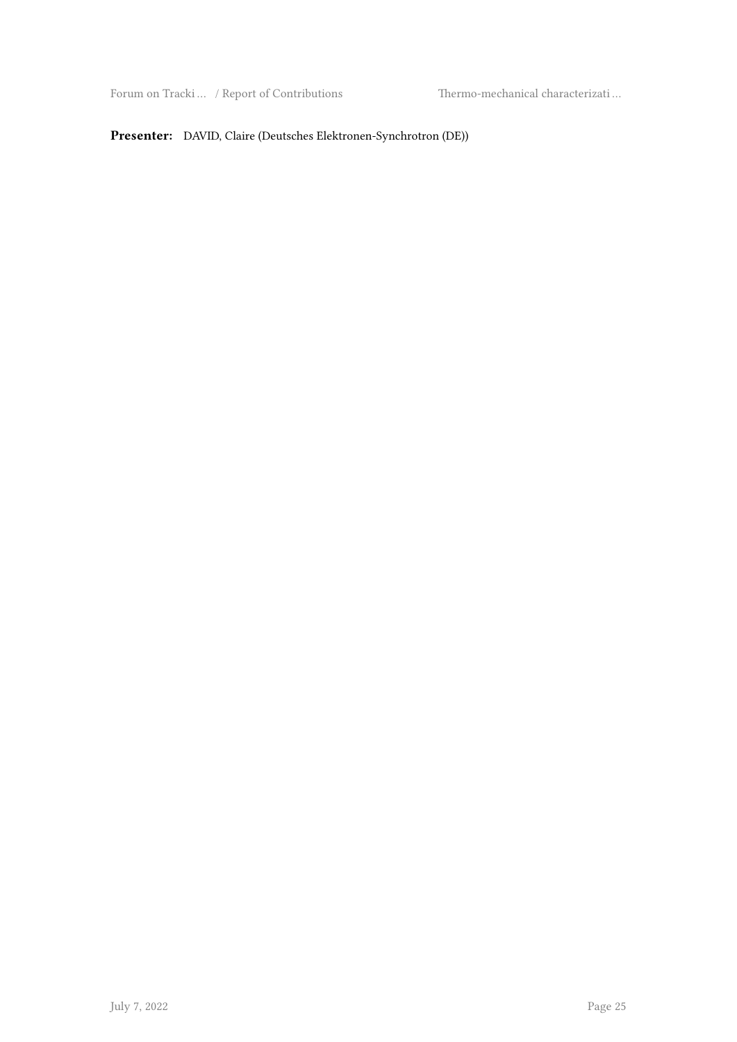**Presenter:** DAVID, Claire (Deutsches Elektronen-Synchrotron (DE))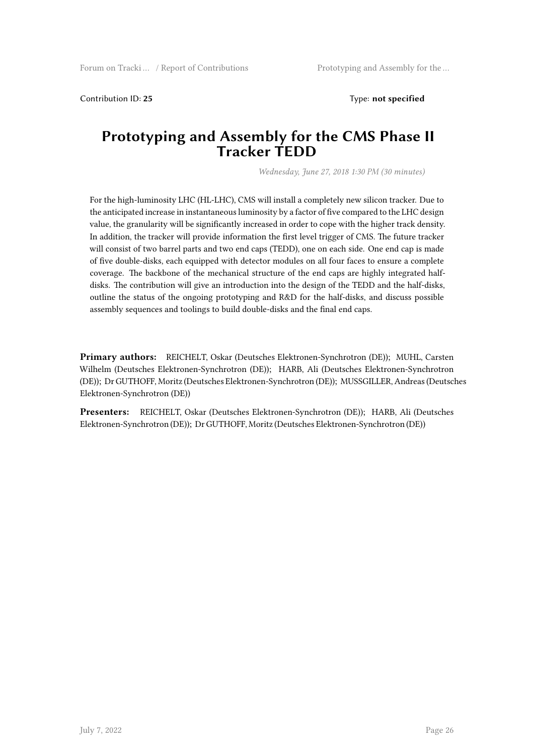Contribution ID: **25** Type: **not specified**

# Prototyping and Assembly for the CMS Phase II Tracker TEDD

*Wednesday, June 27, 2018 1:30 PM (30 minutes)*

For the high-luminosity LHC (HL-LHC), CMS will install a completely new silicon tracker. Due to the anticipated increase in instantaneous luminosity by a factor of five compared to the LHC design value, the granularity will be significantly increased in order to cope with the higher track density. In addition, the tracker will provide information the first level trigger of CMS. The future tracker will consist of two barrel parts and two end caps (TEDD), one on each side. One end cap is made of five double-disks, each equipped with detector modules on all four faces to ensure a complete coverage. The backbone of the mechanical structure of the end caps are highly integrated half-disks. The contribution will give an introduction into the design of the TEDD and the half-disks, outline the status of the ongoing prototyping and R&D for the half-disks, and discuss possible assembly sequences and toolings to build double-disks and the final end caps.

**Primary authors:** REICHELT, Oskar (Deutsches Elektronen-Synchrotron (DE)); MUHL, Carsten Wilhelm (Deutsches Elektronen-Synchrotron (DE)); HARB, Ali (Deutsches Elektronen-Synchrotron (DE)); Dr GUTHOFF, Moritz (Deutsches Elektronen-Synchrotron (DE)); MUSSGILLER, Andreas (Deutsches Elektronen-Synchrotron (DE))

**Presenters:** REICHELT, Oskar (Deutsches Elektronen-Synchrotron (DE)); HARB, Ali (Deutsches Elektronen-Synchrotron (DE)); Dr GUTHOFF, Moritz (Deutsches Elektronen-Synchrotron (DE))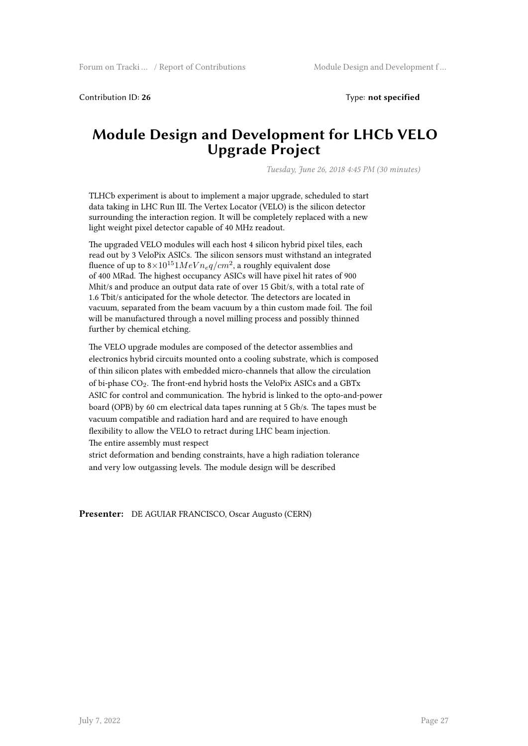Contribution ID: **26** Type: **not specified**

# Module Design and Development for LHCb VELO Upgrade Project

*Tuesday, June 26, 2018 4:45 PM (30 minutes)*

TLHCb experiment is about to implement a major upgrade, scheduled to start data taking in LHC Run III. The Vertex Locator (VELO) is the silicon detector surrounding the interaction region. It will be completely replaced with a new light weight pixel detector capable of 40 MHz readout.

The upgraded VELO modules will each host 4 silicon hybrid pixel tiles, each read out by 3 VeloPix ASICs. The silicon sensors must withstand an integrated fluence of up to $8{\times}10^{15} 1 MeV n_e q/cm^2$, a roughly equivalent dose of 400 MRad. The highest occupancy ASICs will have pixel hit rates of 900 Mhit/s and produce an output data rate of over 15 Gbit/s, with a total rate of 1.6 Tbit/s anticipated for the whole detector. The detectors are located in vacuum, separated from the beam vacuum by a thin custom made foil. The foil will be manufactured through a novel milling process and possibly thinned further by chemical etching.

The VELO upgrade modules are composed of the detector assemblies and electronics hybrid circuits mounted onto a cooling substrate, which is composed of thin silicon plates with embedded micro-channels that allow the circulation of bi-phase $CO_2$. The front-end hybrid hosts the VeloPix ASICs and a GBTx ASIC for control and communication. The hybrid is linked to the opto-and-power board (OPB) by 60 cm electrical data tapes running at 5 Gb/s. The tapes must be vacuum compatible and radiation hard and are required to have enough flexibility to allow the VELO to retract during LHC beam injection.
The entire assembly must respect
strict deformation and bending constraints, have a high radiation tolerance and very low outgassing levels. The module design will be described

**Presenter:** DE AGUIAR FRANCISCO, Oscar Augusto (CERN)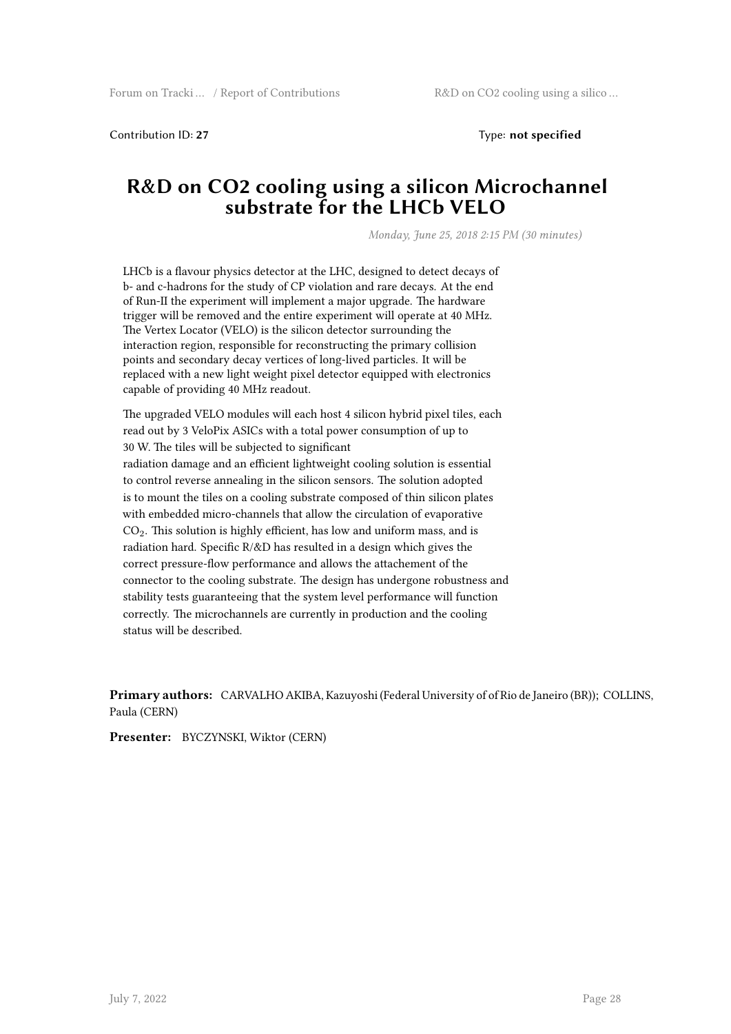Contribution ID: **27** Type: **not specified**

# R&D on CO2 cooling using a silicon Microchannel substrate for the LHCb VELO

*Monday, June 25, 2018 2:15 PM (30 minutes)*

LHCb is a flavour physics detector at the LHC, designed to detect decays of b- and c-hadrons for the study of CP violation and rare decays. At the end of Run-II the experiment will implement a major upgrade. The hardware trigger will be removed and the entire experiment will operate at 40 MHz. The Vertex Locator (VELO) is the silicon detector surrounding the interaction region, responsible for reconstructing the primary collision points and secondary decay vertices of long-lived particles. It will be replaced with a new light weight pixel detector equipped with electronics capable of providing 40 MHz readout.

The upgraded VELO modules will each host 4 silicon hybrid pixel tiles, each read out by 3 VeloPix ASICs with a total power consumption of up to 30 W. The tiles will be subjected to significant radiation damage and an efficient lightweight cooling solution is essential to control reverse annealing in the silicon sensors. The solution adopted is to mount the tiles on a cooling substrate composed of thin silicon plates with embedded micro-channels that allow the circulation of evaporative $CO_2$. This solution is highly efficient, has low and uniform mass, and is radiation hard. Specific R/&D has resulted in a design which gives the correct pressure-flow performance and allows the attachement of the connector to the cooling substrate. The design has undergone robustness and stability tests guaranteeing that the system level performance will function correctly. The microchannels are currently in production and the cooling status will be described.

**Primary authors:** CARVALHO AKIBA, Kazuyoshi (Federal University of of Rio de Janeiro (BR)); COLLINS, Paula (CERN)

**Presenter:** BYCZYNSKI, Wiktor (CERN)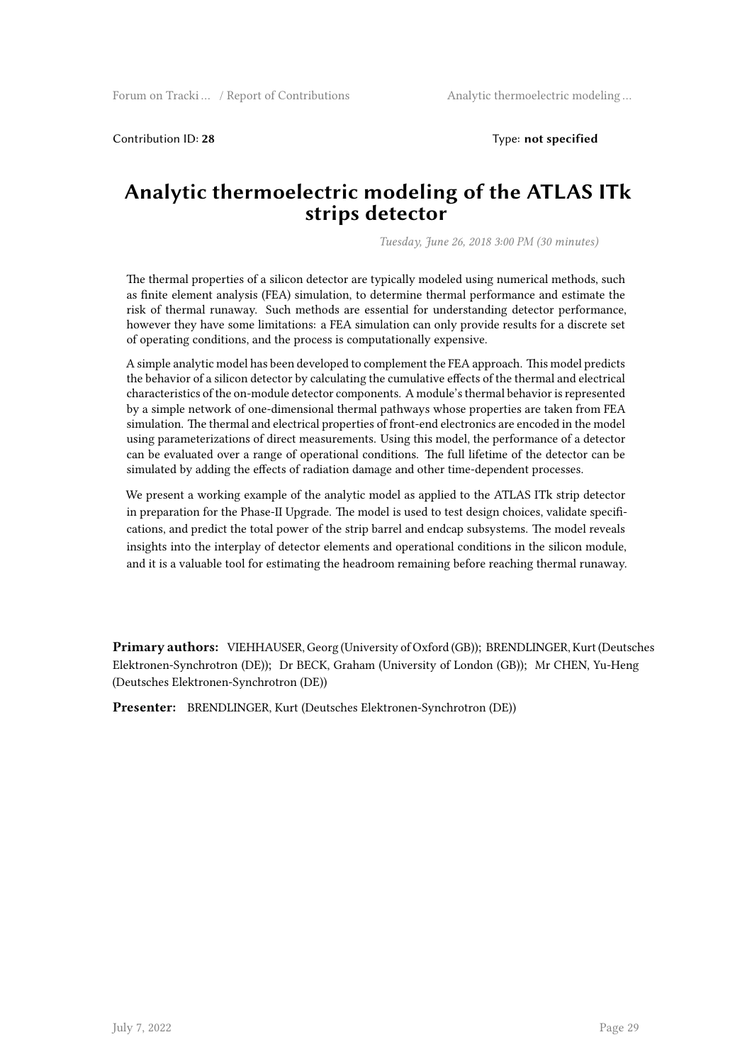Contribution ID: **28** Type: **not specified**

# Analytic thermoelectric modeling of the ATLAS ITk strips detector

*Tuesday, June 26, 2018 3:00 PM (30 minutes)*

The thermal properties of a silicon detector are typically modeled using numerical methods, such as finite element analysis (FEA) simulation, to determine thermal performance and estimate the risk of thermal runaway. Such methods are essential for understanding detector performance, however they have some limitations: a FEA simulation can only provide results for a discrete set of operating conditions, and the process is computationally expensive.

A simple analytic model has been developed to complement the FEA approach. This model predicts the behavior of a silicon detector by calculating the cumulative effects of the thermal and electrical characteristics of the on-module detector components. A module's thermal behavior is represented by a simple network of one-dimensional thermal pathways whose properties are taken from FEA simulation. The thermal and electrical properties of front-end electronics are encoded in the model using parameterizations of direct measurements. Using this model, the performance of a detector can be evaluated over a range of operational conditions. The full lifetime of the detector can be simulated by adding the effects of radiation damage and other time-dependent processes.

We present a working example of the analytic model as applied to the ATLAS ITk strip detector in preparation for the Phase-II Upgrade. The model is used to test design choices, validate specifications, and predict the total power of the strip barrel and endcap subsystems. The model reveals insights into the interplay of detector elements and operational conditions in the silicon module, and it is a valuable tool for estimating the headroom remaining before reaching thermal runaway.

**Primary authors:** VIEHHAUSER, Georg (University of Oxford (GB)); BRENDLINGER, Kurt (Deutsches Elektronen-Synchrotron (DE)); Dr BECK, Graham (University of London (GB)); Mr CHEN, Yu-Heng (Deutsches Elektronen-Synchrotron (DE))

**Presenter:** BRENDLINGER, Kurt (Deutsches Elektronen-Synchrotron (DE))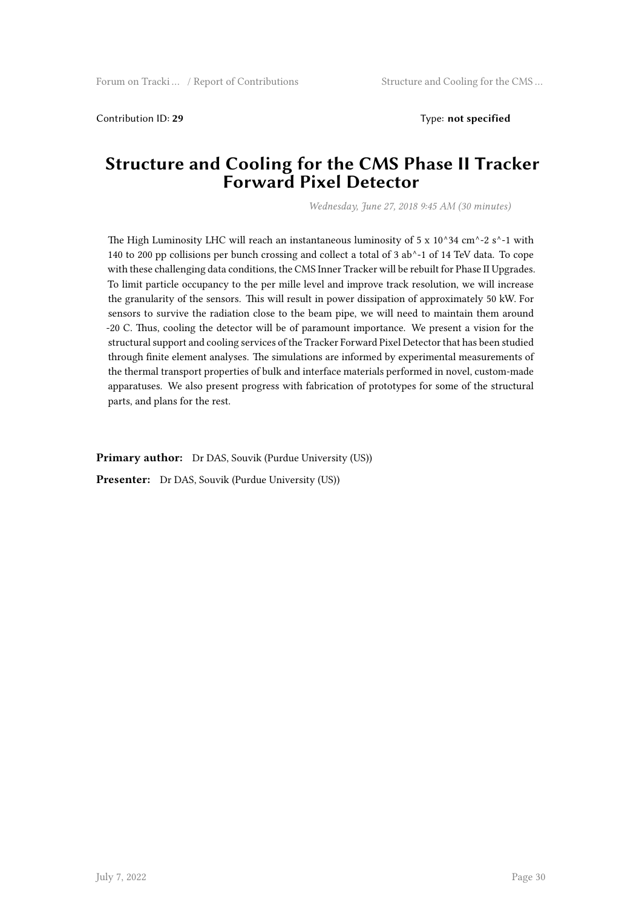Contribution ID: **29** Type: **not specified**

# Structure and Cooling for the CMS Phase II Tracker Forward Pixel Detector

*Wednesday, June 27, 2018 9:45 AM (30 minutes)*

The High Luminosity LHC will reach an instantaneous luminosity of 5 x 10^34 cm^-2 s^-1 with 140 to 200 pp collisions per bunch crossing and collect a total of 3 ab^-1 of 14 TeV data. To cope with these challenging data conditions, the CMS Inner Tracker will be rebuilt for Phase II Upgrades. To limit particle occupancy to the per mille level and improve track resolution, we will increase the granularity of the sensors. This will result in power dissipation of approximately 50 kW. For sensors to survive the radiation close to the beam pipe, we will need to maintain them around -20 C. Thus, cooling the detector will be of paramount importance. We present a vision for the structural support and cooling services of the Tracker Forward Pixel Detector that has been studied through finite element analyses. The simulations are informed by experimental measurements of the thermal transport properties of bulk and interface materials performed in novel, custom-made apparatuses. We also present progress with fabrication of prototypes for some of the structural parts, and plans for the rest.

**Primary author:** Dr DAS, Souvik (Purdue University (US))

**Presenter:** Dr DAS, Souvik (Purdue University (US))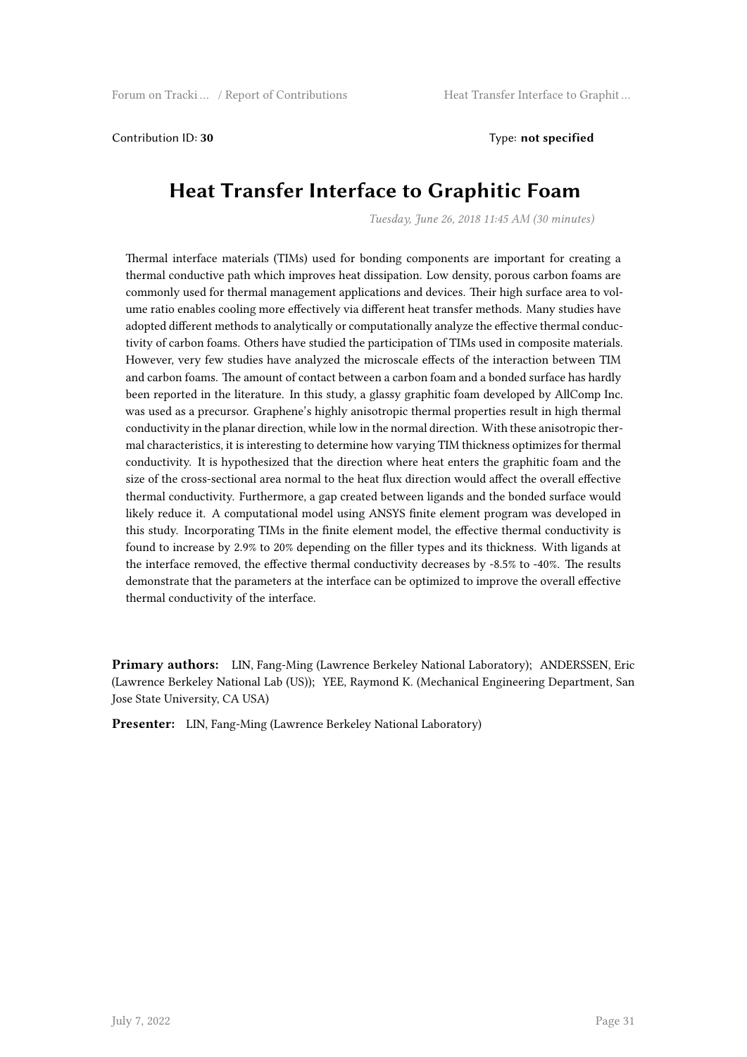Contribution ID: **30** Type: **not specified**

# Heat Transfer Interface to Graphitic Foam

*Tuesday, June 26, 2018 11:45 AM (30 minutes)*

Thermal interface materials (TIMs) used for bonding components are important for creating a thermal conductive path which improves heat dissipation. Low density, porous carbon foams are commonly used for thermal management applications and devices. Their high surface area to volume ratio enables cooling more effectively via different heat transfer methods. Many studies have adopted different methods to analytically or computationally analyze the effective thermal conductivity of carbon foams. Others have studied the participation of TIMs used in composite materials. However, very few studies have analyzed the microscale effects of the interaction between TIM and carbon foams. The amount of contact between a carbon foam and a bonded surface has hardly been reported in the literature. In this study, a glassy graphitic foam developed by AllComp Inc. was used as a precursor. Graphene's highly anisotropic thermal properties result in high thermal conductivity in the planar direction, while low in the normal direction. With these anisotropic thermal characteristics, it is interesting to determine how varying TIM thickness optimizes for thermal conductivity. It is hypothesized that the direction where heat enters the graphitic foam and the size of the cross-sectional area normal to the heat flux direction would affect the overall effective thermal conductivity. Furthermore, a gap created between ligands and the bonded surface would likely reduce it. A computational model using ANSYS finite element program was developed in this study. Incorporating TIMs in the finite element model, the effective thermal conductivity is found to increase by 2.9% to 20% depending on the filler types and its thickness. With ligands at the interface removed, the effective thermal conductivity decreases by -8.5% to -40%. The results demonstrate that the parameters at the interface can be optimized to improve the overall effective thermal conductivity of the interface.

**Primary authors:** LIN, Fang-Ming (Lawrence Berkeley National Laboratory); ANDERSSEN, Eric (Lawrence Berkeley National Lab (US)); YEE, Raymond K. (Mechanical Engineering Department, San Jose State University, CA USA)

**Presenter:** LIN, Fang-Ming (Lawrence Berkeley National Laboratory)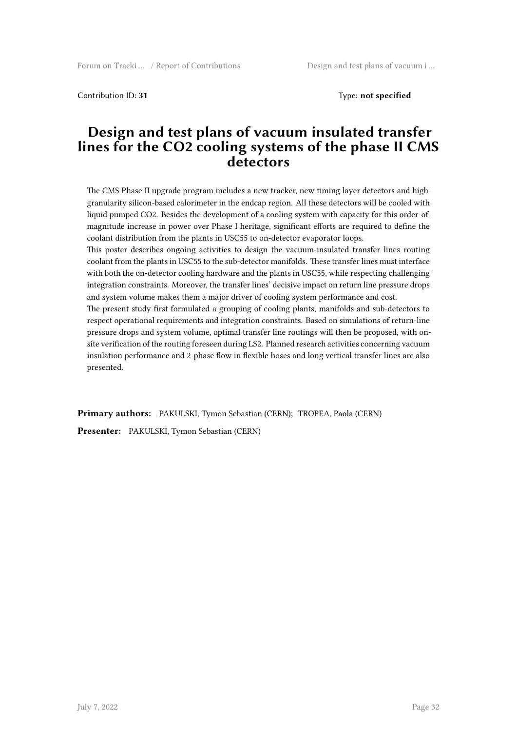Contribution ID: **31**

Type: **not specified**

# Design and test plans of vacuum insulated transfer lines for the CO2 cooling systems of the phase II CMS detectors

The CMS Phase II upgrade program includes a new tracker, new timing layer detectors and high-granularity silicon-based calorimeter in the endcap region. All these detectors will be cooled with liquid pumped CO2. Besides the development of a cooling system with capacity for this order-of-magnitude increase in power over Phase I heritage, significant efforts are required to define the coolant distribution from the plants in USC55 to on-detector evaporator loops.

This poster describes ongoing activities to design the vacuum-insulated transfer lines routing coolant from the plants in USC55 to the sub-detector manifolds. These transfer lines must interface with both the on-detector cooling hardware and the plants in USC55, while respecting challenging integration constraints. Moreover, the transfer lines' decisive impact on return line pressure drops and system volume makes them a major driver of cooling system performance and cost.

The present study first formulated a grouping of cooling plants, manifolds and sub-detectors to respect operational requirements and integration constraints. Based on simulations of return-line pressure drops and system volume, optimal transfer line routings will then be proposed, with on-site verification of the routing foreseen during LS2. Planned research activities concerning vacuum insulation performance and 2-phase flow in flexible hoses and long vertical transfer lines are also presented.

**Primary authors:** PAKULSKI, Tymon Sebastian (CERN); TROPEA, Paola (CERN)

**Presenter:** PAKULSKI, Tymon Sebastian (CERN)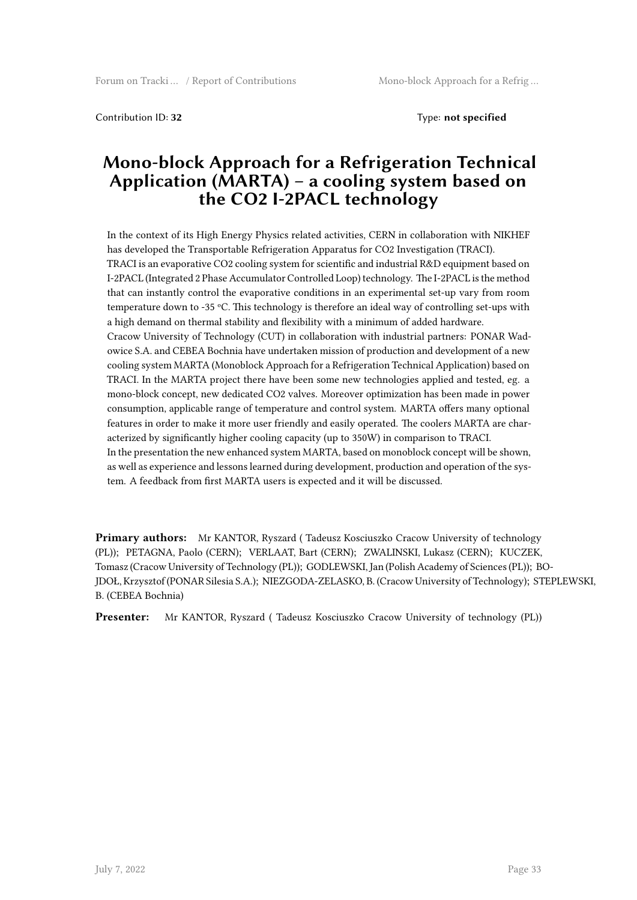Contribution ID: **32** Type: **not specified**

# Mono-block Approach for a Refrigeration Technical Application (MARTA) – a cooling system based on the CO2 I-2PACL technology

In the context of its High Energy Physics related activities, CERN in collaboration with NIKHEF has developed the Transportable Refrigeration Apparatus for CO2 Investigation (TRACI).
TRACI is an evaporative CO2 cooling system for scientific and industrial R&D equipment based on I-2PACL (Integrated 2 Phase Accumulator Controlled Loop) technology. The I-2PACL is the method that can instantly control the evaporative conditions in an experimental set-up vary from room temperature down to -35 ºC. This technology is therefore an ideal way of controlling set-ups with a high demand on thermal stability and flexibility with a minimum of added hardware.
Cracow University of Technology (CUT) in collaboration with industrial partners: PONAR Wadowice S.A. and CEBEA Bochnia have undertaken mission of production and development of a new cooling system MARTA (Monoblock Approach for a Refrigeration Technical Application) based on TRACI. In the MARTA project there have been some new technologies applied and tested, eg. a mono-block concept, new dedicated CO2 valves. Moreover optimization has been made in power consumption, applicable range of temperature and control system. MARTA offers many optional features in order to make it more user friendly and easily operated. The coolers MARTA are characterized by significantly higher cooling capacity (up to 350W) in comparison to TRACI.
In the presentation the new enhanced system MARTA, based on monoblock concept will be shown, as well as experience and lessons learned during development, production and operation of the system. A feedback from first MARTA users is expected and it will be discussed.

**Primary authors:** Mr KANTOR, Ryszard ( Tadeusz Kosciuszko Cracow University of technology (PL)); PETAGNA, Paolo (CERN); VERLAAT, Bart (CERN); ZWALINSKI, Lukasz (CERN); KUCZEK, Tomasz (Cracow University of Technology (PL)); GODLEWSKI, Jan (Polish Academy of Sciences (PL)); BOJDOŁ, Krzysztof (PONAR Silesia S.A.); NIEZGODA-ZELASKO, B. (Cracow University of Technology); STEPLEWSKI, B. (CEBEA Bochnia)

**Presenter:** Mr KANTOR, Ryszard ( Tadeusz Kosciuszko Cracow University of technology (PL))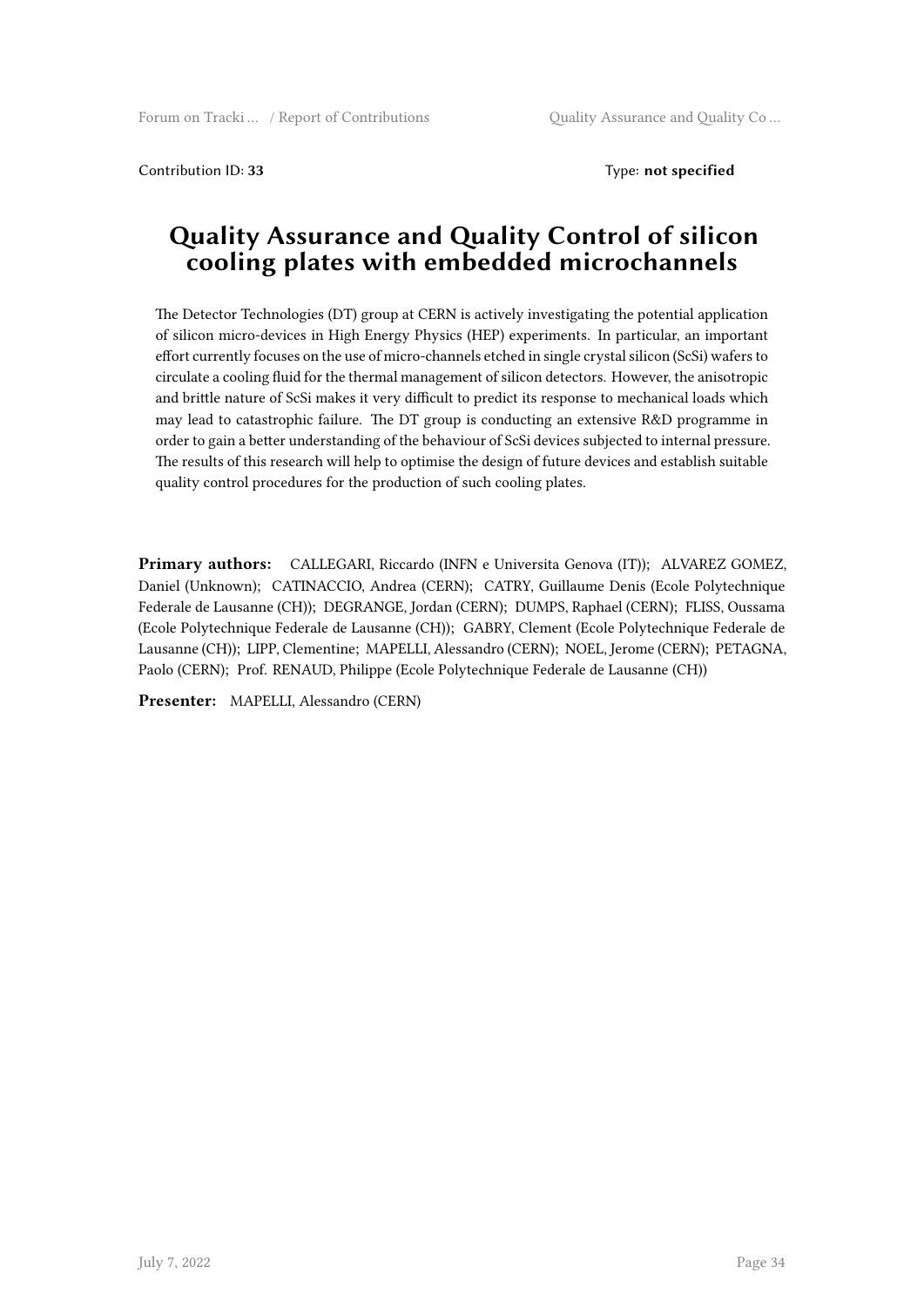Contribution ID: **33** Type: **not specified**

# Quality Assurance and Quality Control of silicon cooling plates with embedded microchannels

The Detector Technologies (DT) group at CERN is actively investigating the potential application of silicon micro-devices in High Energy Physics (HEP) experiments. In particular, an important effort currently focuses on the use of micro-channels etched in single crystal silicon (ScSi) wafers to circulate a cooling fluid for the thermal management of silicon detectors. However, the anisotropic and brittle nature of ScSi makes it very difficult to predict its response to mechanical loads which may lead to catastrophic failure. The DT group is conducting an extensive R&D programme in order to gain a better understanding of the behaviour of ScSi devices subjected to internal pressure. The results of this research will help to optimise the design of future devices and establish suitable quality control procedures for the production of such cooling plates.

**Primary authors:** CALLEGARI, Riccardo (INFN e Universita Genova (IT)); ALVAREZ GOMEZ, Daniel (Unknown); CATINACCIO, Andrea (CERN); CATRY, Guillaume Denis (Ecole Polytechnique Federale de Lausanne (CH)); DEGRANGE, Jordan (CERN); DUMPS, Raphael (CERN); FLISS, Oussama (Ecole Polytechnique Federale de Lausanne (CH)); GABRY, Clement (Ecole Polytechnique Federale de Lausanne (CH)); LIPP, Clementine; MAPELLI, Alessandro (CERN); NOEL, Jerome (CERN); PETAGNA, Paolo (CERN); Prof. RENAUD, Philippe (Ecole Polytechnique Federale de Lausanne (CH))

**Presenter:** MAPELLI, Alessandro (CERN)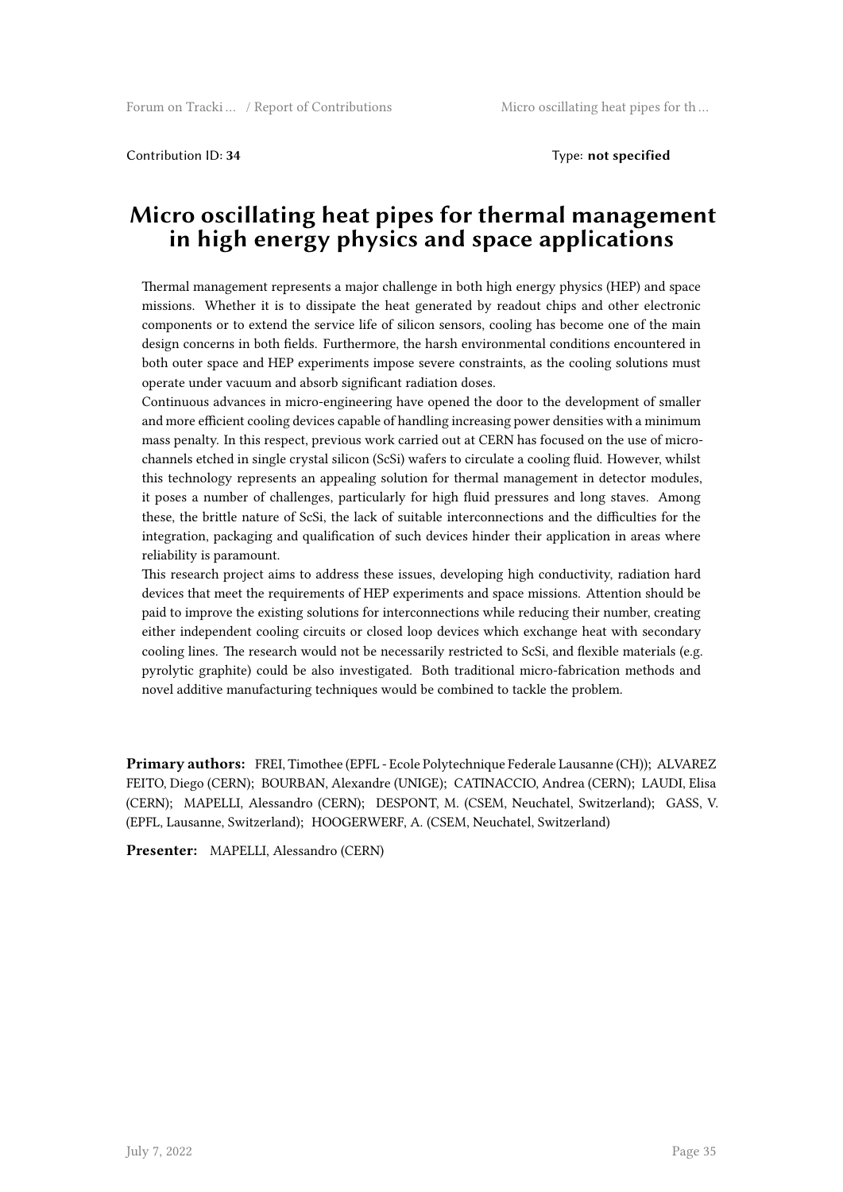Contribution ID: **34** Type: **not specified**

# Micro oscillating heat pipes for thermal management in high energy physics and space applications

Thermal management represents a major challenge in both high energy physics (HEP) and space missions. Whether it is to dissipate the heat generated by readout chips and other electronic components or to extend the service life of silicon sensors, cooling has become one of the main design concerns in both fields. Furthermore, the harsh environmental conditions encountered in both outer space and HEP experiments impose severe constraints, as the cooling solutions must operate under vacuum and absorb significant radiation doses.

Continuous advances in micro-engineering have opened the door to the development of smaller and more efficient cooling devices capable of handling increasing power densities with a minimum mass penalty. In this respect, previous work carried out at CERN has focused on the use of micro-channels etched in single crystal silicon (ScSi) wafers to circulate a cooling fluid. However, whilst this technology represents an appealing solution for thermal management in detector modules, it poses a number of challenges, particularly for high fluid pressures and long staves. Among these, the brittle nature of ScSi, the lack of suitable interconnections and the difficulties for the integration, packaging and qualification of such devices hinder their application in areas where reliability is paramount.

This research project aims to address these issues, developing high conductivity, radiation hard devices that meet the requirements of HEP experiments and space missions. Attention should be paid to improve the existing solutions for interconnections while reducing their number, creating either independent cooling circuits or closed loop devices which exchange heat with secondary cooling lines. The research would not be necessarily restricted to ScSi, and flexible materials (e.g. pyrolytic graphite) could be also investigated. Both traditional micro-fabrication methods and novel additive manufacturing techniques would be combined to tackle the problem.

**Primary authors:** FREI, Timothee (EPFL - Ecole Polytechnique Federale Lausanne (CH)); ALVAREZ FEITO, Diego (CERN); BOURBAN, Alexandre (UNIGE); CATINACCIO, Andrea (CERN); LAUDI, Elisa (CERN); MAPELLI, Alessandro (CERN); DESPONT, M. (CSEM, Neuchatel, Switzerland); GASS, V. (EPFL, Lausanne, Switzerland); HOOGERWERF, A. (CSEM, Neuchatel, Switzerland)

**Presenter:** MAPELLI, Alessandro (CERN)